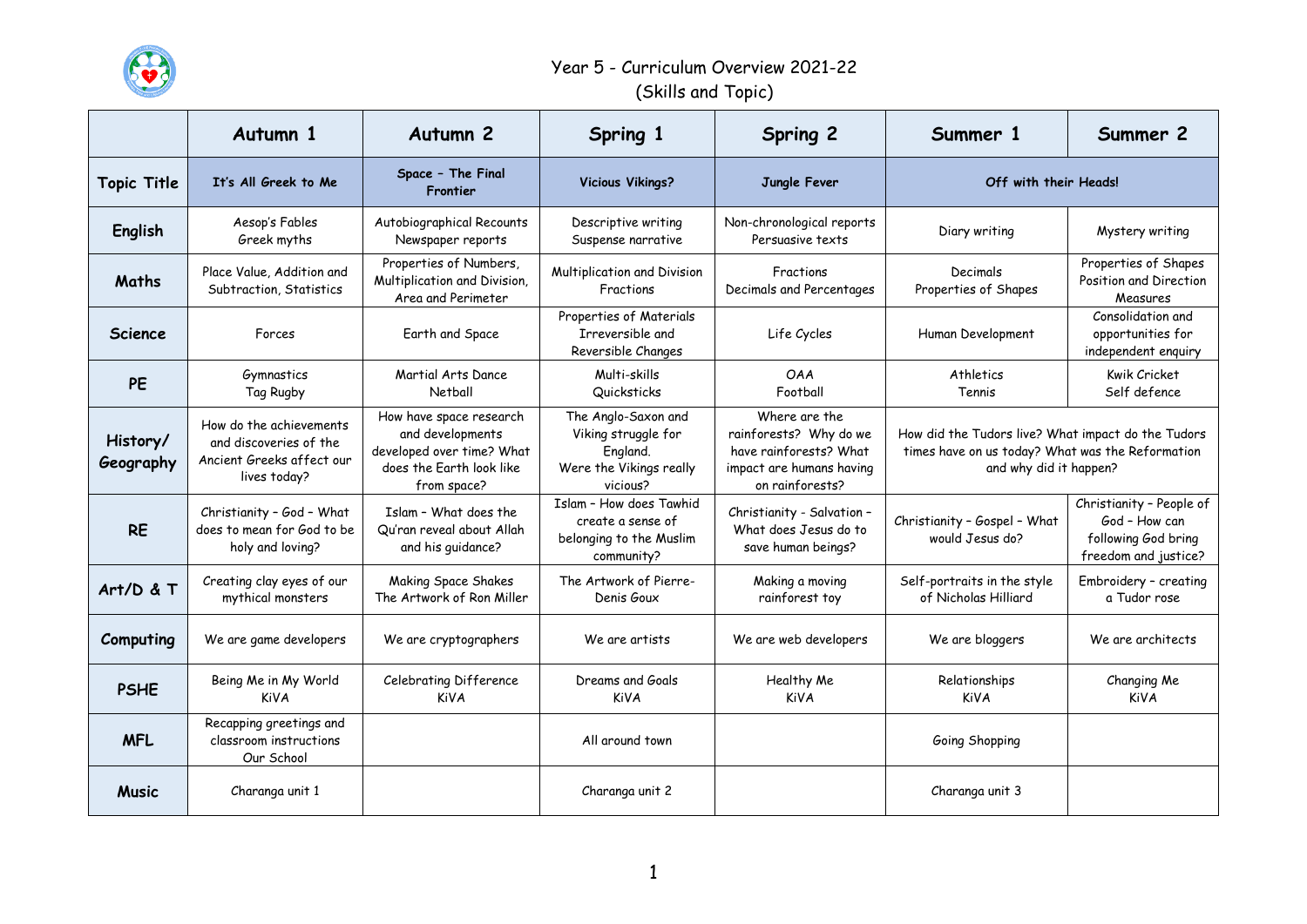# Year 5 - Curriculum Overview 2021-22
## (Skills and Topic)

| | Autumn 1 | Autumn 2 | Spring 1 | Spring 2 | Summer 1 | Summer 2 |
|---|---|---|---|---|---|---|
| **Topic Title** | **It's All Greek to Me** | **Space – The Final Frontier** | **Vicious Vikings?** | **Jungle Fever** | **Off with their Heads!** | |
| **English** | Aesop's Fables<br>Greek myths | Autobiographical Recounts<br>Newspaper reports | Descriptive writing<br>Suspense narrative | Non-chronological reports<br>Persuasive texts | Diary writing | Mystery writing |
| **Maths** | Place Value, Addition and Subtraction, Statistics | Properties of Numbers, Multiplication and Division, Area and Perimeter | Multiplication and Division<br>Fractions | Fractions<br>Decimals and Percentages | Decimals<br>Properties of Shapes | Properties of Shapes<br>Position and Direction<br>Measures |
| **Science** | Forces | Earth and Space | Properties of Materials<br>Irreversible and Reversible Changes | Life Cycles | Human Development | Consolidation and opportunities for independent enquiry |
| **PE** | Gymnastics<br>Tag Rugby | Martial Arts Dance<br>Netball | Multi-skills<br>Quicksticks | OAA<br>Football | Athletics<br>Tennis | Kwik Cricket<br>Self defence |
| **History/ Geography** | How do the achievements and discoveries of the Ancient Greeks affect our lives today? | How have space research and developments developed over time? What does the Earth look like from space? | The Anglo-Saxon and Viking struggle for England.<br>Were the Vikings really vicious? | Where are the rainforests? Why do we have rainforests? What impact are humans having on rainforests? | How did the Tudors live? What impact do the Tudors times have on us today? What was the Reformation and why did it happen? | |
| **RE** | Christianity – God – What does to mean for God to be holy and loving? | Islam – What does the Qu'ran reveal about Allah and his guidance? | Islam – How does Tawhid create a sense of belonging to the Muslim community? | Christianity - Salvation – What does Jesus do to save human beings? | Christianity – Gospel – What would Jesus do? | Christianity – People of God – How can following God bring freedom and justice? |
| **Art/D & T** | Creating clay eyes of our mythical monsters | Making Space Shakes<br>The Artwork of Ron Miller | The Artwork of Pierre-Denis Goux | Making a moving rainforest toy | Self-portraits in the style of Nicholas Hilliard | Embroidery – creating a Tudor rose |
| **Computing** | We are game developers | We are cryptographers | We are artists | We are web developers | We are bloggers | We are architects |
| **PSHE** | Being Me in My World<br>KiVA | Celebrating Difference<br>KiVA | Dreams and Goals<br>KiVA | Healthy Me<br>KiVA | Relationships<br>KiVA | Changing Me<br>KiVA |
| **MFL** | Recapping greetings and classroom instructions<br>Our School | | All around town | | Going Shopping | |
| **Music** | Charanga unit 1 | | Charanga unit 2 | | Charanga unit 3 | |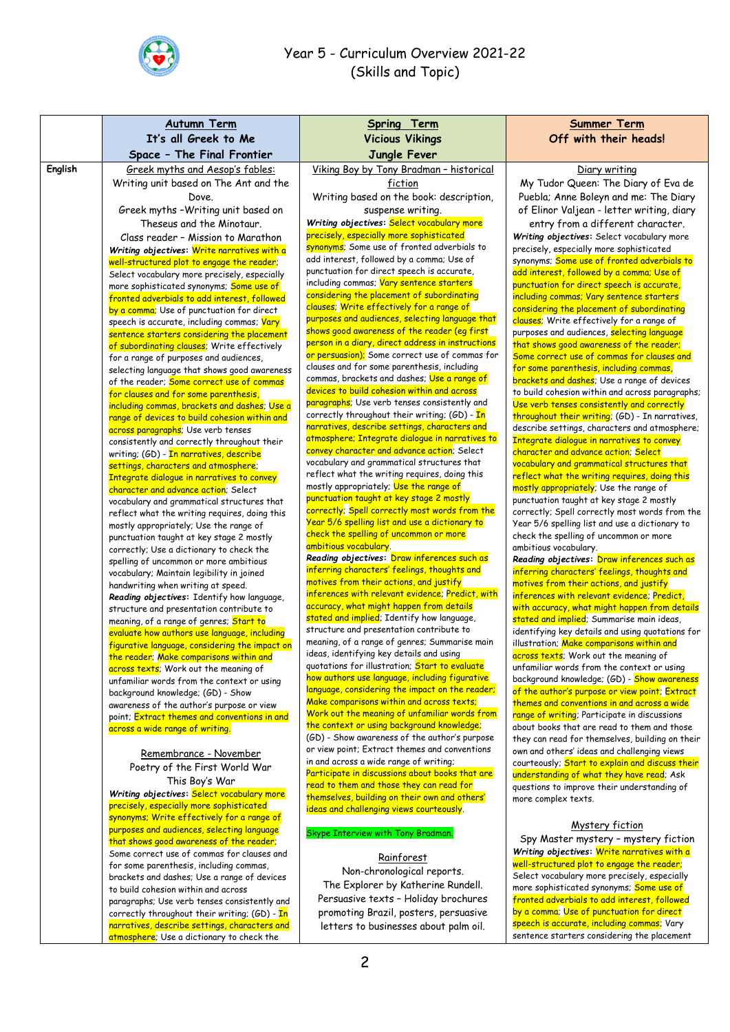# Year 5 - Curriculum Overview 2021-22
## (Skills and Topic)

| | Autumn Term<br>It's all Greek to Me<br>Space – The Final Frontier | Spring Term<br>Vicious Vikings<br>Jungle Fever | Summer Term<br>Off with their heads! |
|---|---|---|---|
| **English** | Greek myths and Aesop's fables:<br>Writing unit based on The Ant and the Dove.<br>Greek myths –Writing unit based on Theseus and the Minotaur.<br>Class reader – Mission to Marathon<br>***Writing objectives*:** Write narratives with a well-structured plot to engage the reader; Select vocabulary more precisely, especially more sophisticated synonyms; Some use of fronted adverbials to add interest, followed by a comma; Use of punctuation for direct speech is accurate, including commas; Vary sentence starters considering the placement of subordinating clauses; Write effectively for a range of purposes and audiences, selecting language that shows good awareness of the reader; Some correct use of commas for clauses and for some parenthesis, including commas, brackets and dashes; Use a range of devices to build cohesion within and across paragraphs; Use verb tenses consistently and correctly throughout their writing; (GD) - In narratives, describe settings, characters and atmosphere; Integrate dialogue in narratives to convey character and advance action; Select vocabulary and grammatical structures that reflect what the writing requires, doing this mostly appropriately; Use the range of punctuation taught at key stage 2 mostly correctly; Use a dictionary to check the spelling of uncommon or more ambitious vocabulary; Maintain legibility in joined handwriting when writing at speed.<br>***Reading objectives*:** Identify how language, structure and presentation contribute to meaning, of a range of genres; Start to evaluate how authors use language, including figurative language, considering the impact on the reader; Make comparisons within and across texts; Work out the meaning of unfamiliar words from the context or using background knowledge; (GD) - Show awareness of the author's purpose or view point; Extract themes and conventions in and across a wide range of writing.<br><br>Remembrance - November<br>Poetry of the First World War<br>This Boy's War<br>***Writing objectives*:** Select vocabulary more precisely, especially more sophisticated synonyms; Write effectively for a range of purposes and audiences, selecting language that shows good awareness of the reader; Some correct use of commas for clauses and for some parenthesis, including commas, brackets and dashes; Use a range of devices to build cohesion within and across paragraphs; Use verb tenses consistently and correctly throughout their writing; (GD) - In narratives, describe settings, characters and atmosphere; Use a dictionary to check the | Viking Boy by Tony Bradman – historical fiction<br>Writing based on the book: description, suspense writing.<br>***Writing objectives*:** Select vocabulary more precisely, especially more sophisticated synonyms; Some use of fronted adverbials to add interest, followed by a comma; Use of punctuation for direct speech is accurate, including commas; Vary sentence starters considering the placement of subordinating clauses; Write effectively for a range of purposes and audiences, selecting language that shows good awareness of the reader (eg first person in a diary, direct address in instructions or persuasion); Some correct use of commas for clauses and for some parenthesis, including commas, brackets and dashes; Use a range of devices to build cohesion within and across paragraphs; Use verb tenses consistently and correctly throughout their writing; (GD) - In narratives, describe settings, characters and atmosphere; Integrate dialogue in narratives to convey character and advance action; Select vocabulary and grammatical structures that reflect what the writing requires, doing this mostly appropriately; Use the range of punctuation taught at key stage 2 mostly correctly; Spell correctly most words from the Year 5/6 spelling list and use a dictionary to check the spelling of uncommon or more ambitious vocabulary.<br>***Reading objectives*:** Draw inferences such as inferring characters' feelings, thoughts and motives from their actions, and justify inferences with relevant evidence; Predict, with accuracy, what might happen from details stated and implied; Identify how language, structure and presentation contribute to meaning, of a range of genres; Summarise main ideas, identifying key details and using quotations for illustration; Start to evaluate how authors use language, including figurative language, considering the impact on the reader; Make comparisons within and across texts; Work out the meaning of unfamiliar words from the context or using background knowledge; (GD) - Show awareness of the author's purpose or view point; Extract themes and conventions in and across a wide range of writing; Participate in discussions about books that are read to them and those they can read for themselves, building on their own and others' ideas and challenging views courteously.<br><br>Skype Interview with Tony Bradman.<br><br>Rainforest<br>Non-chronological reports.<br>The Explorer by Katherine Rundell.<br>Persuasive texts – Holiday brochures promoting Brazil, posters, persuasive letters to businesses about palm oil. | Diary writing<br>My Tudor Queen: The Diary of Eva de Puebla; Anne Boleyn and me: The Diary of Elinor Valjean - letter writing, diary entry from a different character.<br>***Writing objectives*:** Select vocabulary more precisely, especially more sophisticated synonyms; Some use of fronted adverbials to add interest, followed by a comma; Use of punctuation for direct speech is accurate, including commas; Vary sentence starters considering the placement of subordinating clauses; Write effectively for a range of purposes and audiences, selecting language that shows good awareness of the reader; Some correct use of commas for clauses and for some parenthesis, including commas, brackets and dashes; Use a range of devices to build cohesion within and across paragraphs; Use verb tenses consistently and correctly throughout their writing; (GD) - In narratives, describe settings, characters and atmosphere; Integrate dialogue in narratives to convey character and advance action; Select vocabulary and grammatical structures that reflect what the writing requires, doing this mostly appropriately; Use the range of punctuation taught at key stage 2 mostly correctly; Spell correctly most words from the Year 5/6 spelling list and use a dictionary to check the spelling of uncommon or more ambitious vocabulary.<br>***Reading objectives*:** Draw inferences such as inferring characters' feelings, thoughts and motives from their actions, and justify inferences with relevant evidence; Predict, with accuracy, what might happen from details stated and implied; Summarise main ideas, identifying key details and using quotations for illustration; Make comparisons within and across texts; Work out the meaning of unfamiliar words from the context or using background knowledge; (GD) - Show awareness of the author's purpose or view point; Extract themes and conventions in and across a wide range of writing; Participate in discussions about books that are read to them and those they can read for themselves, building on their own and others' ideas and challenging views courteously; Start to explain and discuss their understanding of what they have read; Ask questions to improve their understanding of more complex texts.<br><br>Mystery fiction<br>Spy Master mystery – mystery fiction<br>***Writing objectives*:** Write narratives with a well-structured plot to engage the reader; Select vocabulary more precisely, especially more sophisticated synonyms; Some use of fronted adverbials to add interest, followed by a comma; Use of punctuation for direct speech is accurate, including commas; Vary sentence starters considering the placement |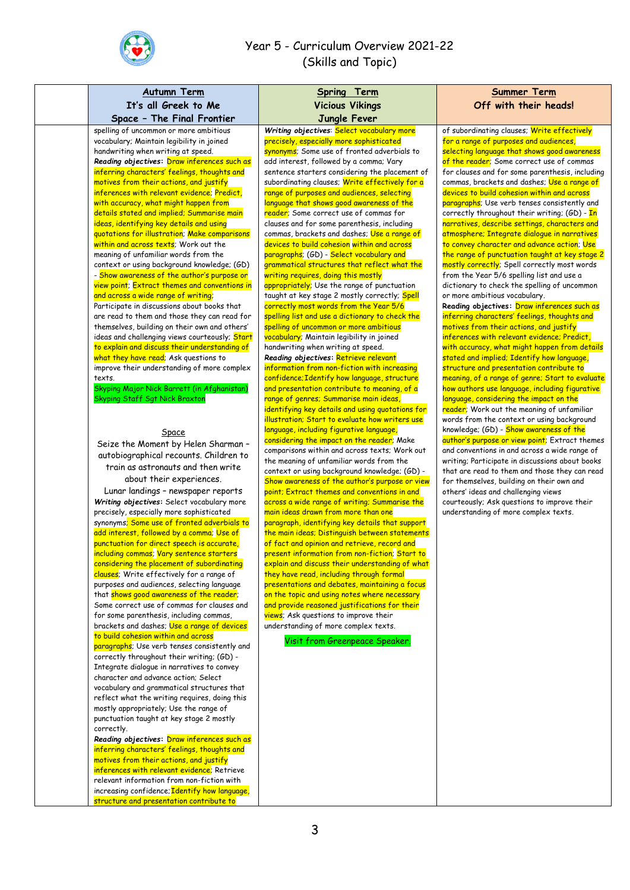# Year 5 - Curriculum Overview 2021-22
## (Skills and Topic)

| | Autumn Term<br>It's all Greek to Me<br>Space – The Final Frontier | Spring Term<br>Vicious Vikings<br>Jungle Fever | Summer Term<br>Off with their heads! |
|---|---|---|---|
| | spelling of uncommon or more ambitious vocabulary; Maintain legibility in joined handwriting when writing at speed.<br>**Reading objectives:** Draw inferences such as inferring characters' feelings, thoughts and motives from their actions, and justify inferences with relevant evidence; Predict, with accuracy, what might happen from details stated and implied; Summarise main ideas, identifying key details and using quotations for illustration; Make comparisons within and across texts; Work out the meaning of unfamiliar words from the context or using background knowledge; (GD) - Show awareness of the author's purpose or view point; Extract themes and conventions in and across a wide range of writing; Participate in discussions about books that are read to them and those they can read for themselves, building on their own and others' ideas and challenging views courteously; Start to explain and discuss their understanding of what they have read; Ask questions to improve their understanding of more complex texts.<br>Skyping Major Nick Barrett (in Afghanistan)<br>Skyping Staff Sgt Nick Braxton<br><br>Space<br>Seize the Moment by Helen Sharman – autobiographical recounts. Children to train as astronauts and then write about their experiences.<br>Lunar landings – newspaper reports<br>**Writing objectives:** Select vocabulary more precisely, especially more sophisticated synonyms; Some use of fronted adverbials to add interest, followed by a comma; Use of punctuation for direct speech is accurate, including commas; Vary sentence starters considering the placement of subordinating clauses; Write effectively for a range of purposes and audiences, selecting language that shows good awareness of the reader; Some correct use of commas for clauses and for some parenthesis, including commas, brackets and dashes; Use a range of devices to build cohesion within and across paragraphs; Use verb tenses consistently and correctly throughout their writing; (GD) - Integrate dialogue in narratives to convey character and advance action; Select vocabulary and grammatical structures that reflect what the writing requires, doing this mostly appropriately; Use the range of punctuation taught at key stage 2 mostly correctly.<br>**Reading objectives:** Draw inferences such as inferring characters' feelings, thoughts and motives from their actions, and justify inferences with relevant evidence; Retrieve relevant information from non-fiction with increasing confidence; Identify how language, structure and presentation contribute to | ***Writing objectives:*** Select vocabulary more precisely, especially more sophisticated synonyms; Some use of fronted adverbials to add interest, followed by a comma; Vary sentence starters considering the placement of subordinating clauses; Write effectively for a range of purposes and audiences, selecting language that shows good awareness of the reader; Some correct use of commas for clauses and for some parenthesis, including commas, brackets and dashes; Use a range of devices to build cohesion within and across paragraphs; (GD) - Select vocabulary and grammatical structures that reflect what the writing requires, doing this mostly appropriately; Use the range of punctuation taught at key stage 2 mostly correctly; Spell correctly most words from the Year 5/6 spelling list and use a dictionary to check the spelling of uncommon or more ambitious vocabulary; Maintain legibility in joined handwriting when writing at speed.<br>***Reading objectives:*** Retrieve relevant information from non-fiction with increasing confidence; Identify how language, structure and presentation contribute to meaning, of a range of genres; Summarise main ideas, identifying key details and using quotations for illustration; Start to evaluate how writers use language, including figurative language, considering the impact on the reader; Make comparisons within and across texts; Work out the meaning of unfamiliar words from the context or using background knowledge; (GD) - Show awareness of the author's purpose or view point; Extract themes and conventions in and across a wide range of writing; Summarise the main ideas drawn from more than one paragraph, identifying key details that support the main ideas; Distinguish between statements of fact and opinion and retrieve, record and present information from non-fiction; Start to explain and discuss their understanding of what they have read, including through formal presentations and debates, maintaining a focus on the topic and using notes where necessary and provide reasoned justifications for their views; Ask questions to improve their understanding of more complex texts.<br><br>Visit from Greenpeace Speaker. | of subordinating clauses; Write effectively for a range of purposes and audiences, selecting language that shows good awareness of the reader; Some correct use of commas for clauses and for some parenthesis, including commas, brackets and dashes; Use a range of devices to build cohesion within and across paragraphs; Use verb tenses consistently and correctly throughout their writing; (GD) - In narratives, describe settings, characters and atmosphere; Integrate dialogue in narratives to convey character and advance action; Use the range of punctuation taught at key stage 2 mostly correctly; Spell correctly most words from the Year 5/6 spelling list and use a dictionary to check the spelling of uncommon or more ambitious vocabulary.<br>**Reading objectives:** Draw inferences such as inferring characters' feelings, thoughts and motives from their actions, and justify inferences with relevant evidence; Predict, with accuracy, what might happen from details stated and implied; Identify how language, structure and presentation contribute to meaning, of a range of genre; Start to evaluate how authors use language, including figurative language, considering the impact on the reader; Work out the meaning of unfamiliar words from the context or using background knowledge; (GD) - Show awareness of the author's purpose or view point; Extract themes and conventions in and across a wide range of writing; Participate in discussions about books that are read to them and those they can read for themselves, building on their own and others' ideas and challenging views courteously; Ask questions to improve their understanding of more complex texts. |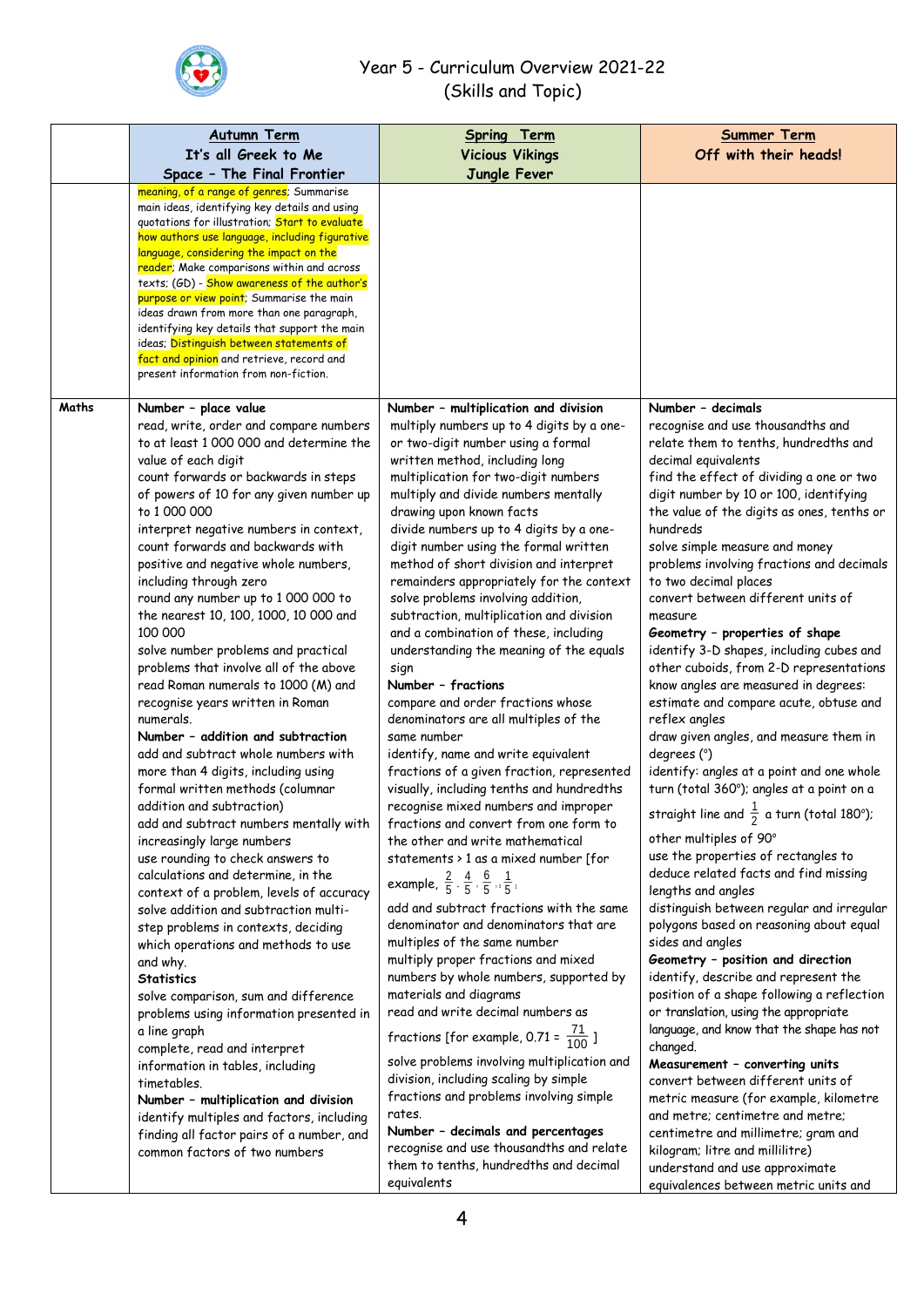# Year 5 - Curriculum Overview 2021-22
## (Skills and Topic)

| | Autumn Term<br>It's all Greek to Me<br>Space – The Final Frontier | Spring Term<br>Vicious Vikings<br>Jungle Fever | Summer Term<br>Off with their heads! |
|---|---|---|---|
| | meaning, of a range of genres; Summarise main ideas, identifying key details and using quotations for illustration; Start to evaluate how authors use language, including figurative language, considering the impact on the reader; Make comparisons within and across texts; (GD) - Show awareness of the author's purpose or view point; Summarise the main ideas drawn from more than one paragraph, identifying key details that support the main ideas; Distinguish between statements of fact and opinion and retrieve, record and present information from non-fiction. | | |
| **Maths** | **Number – place value**<br>read, write, order and compare numbers to at least 1 000 000 and determine the value of each digit<br>count forwards or backwards in steps of powers of 10 for any given number up to 1 000 000<br>interpret negative numbers in context, count forwards and backwards with positive and negative whole numbers, including through zero<br>round any number up to 1 000 000 to the nearest 10, 100, 1000, 10 000 and 100 000<br>solve number problems and practical problems that involve all of the above<br>read Roman numerals to 1000 (M) and recognise years written in Roman numerals.<br>**Number – addition and subtraction**<br>add and subtract whole numbers with more than 4 digits, including using formal written methods (columnar addition and subtraction)<br>add and subtract numbers mentally with increasingly large numbers<br>use rounding to check answers to calculations and determine, in the context of a problem, levels of accuracy<br>solve addition and subtraction multi-step problems in contexts, deciding which operations and methods to use and why.<br>**Statistics**<br>solve comparison, sum and difference problems using information presented in a line graph<br>complete, read and interpret information in tables, including timetables.<br>**Number – multiplication and division**<br>identify multiples and factors, including finding all factor pairs of a number, and common factors of two numbers | **Number – multiplication and division**<br>multiply numbers up to 4 digits by a one- or two-digit number using a formal written method, including long multiplication for two-digit numbers<br>multiply and divide numbers mentally drawing upon known facts<br>divide numbers up to 4 digits by a one-digit number using the formal written method of short division and interpret remainders appropriately for the context<br>solve problems involving addition, subtraction, multiplication and division and a combination of these, including understanding the meaning of the equals sign<br>**Number – fractions**<br>compare and order fractions whose denominators are all multiples of the same number<br>identify, name and write equivalent fractions of a given fraction, represented visually, including tenths and hundredths<br>recognise mixed numbers and improper fractions and convert from one form to the other and write mathematical statements > 1 as a mixed number [for example, $\frac{2}{5} + \frac{4}{5} = \frac{6}{5} = 1\frac{1}{5}$]<br>add and subtract fractions with the same denominator and denominators that are multiples of the same number<br>multiply proper fractions and mixed numbers by whole numbers, supported by materials and diagrams<br>read and write decimal numbers as fractions [for example, $0.71 = \frac{71}{100}$]<br>solve problems involving multiplication and division, including scaling by simple fractions and problems involving simple rates.<br>**Number – decimals and percentages**<br>recognise and use thousandths and relate them to tenths, hundredths and decimal equivalents | **Number – decimals**<br>recognise and use thousandths and relate them to tenths, hundredths and decimal equivalents<br>find the effect of dividing a one or two digit number by 10 or 100, identifying the value of the digits as ones, tenths or hundreds<br>solve simple measure and money problems involving fractions and decimals to two decimal places<br>convert between different units of measure<br>**Geometry – properties of shape**<br>identify 3-D shapes, including cubes and other cuboids, from 2-D representations<br>know angles are measured in degrees: estimate and compare acute, obtuse and reflex angles<br>draw given angles, and measure them in degrees (°)<br>identify: angles at a point and one whole turn (total 360°); angles at a point on a straight line and $\frac{1}{2}$ a turn (total 180°); other multiples of 90°<br>use the properties of rectangles to deduce related facts and find missing lengths and angles<br>distinguish between regular and irregular polygons based on reasoning about equal sides and angles<br>**Geometry – position and direction**<br>identify, describe and represent the position of a shape following a reflection or translation, using the appropriate language, and know that the shape has not changed.<br>**Measurement – converting units**<br>convert between different units of metric measure (for example, kilometre and metre; centimetre and metre; centimetre and millimetre; gram and kilogram; litre and millilitre)<br>understand and use approximate equivalences between metric units and |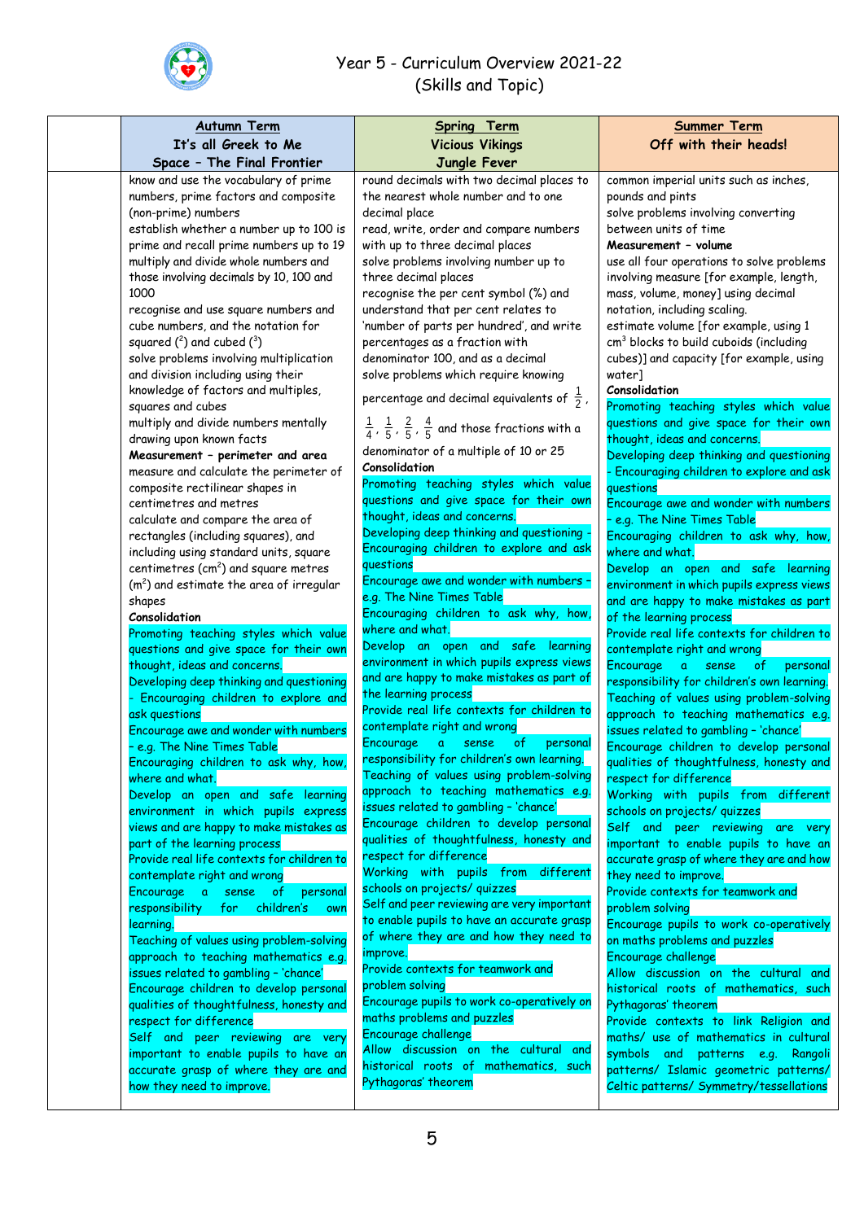# Year 5 - Curriculum Overview 2021-22
## (Skills and Topic)

| | Autumn Term<br>It's all Greek to Me<br>Space – The Final Frontier | Spring Term<br>Vicious Vikings<br>Jungle Fever | Summer Term<br>Off with their heads! |
|---|---|---|---|
| | know and use the vocabulary of prime numbers, prime factors and composite (non-prime) numbers<br>establish whether a number up to 100 is prime and recall prime numbers up to 19<br>multiply and divide whole numbers and those involving decimals by 10, 100 and 1000<br>recognise and use square numbers and cube numbers, and the notation for squared ($^2$) and cubed ($^3$)<br>solve problems involving multiplication and division including using their knowledge of factors and multiples, squares and cubes<br>multiply and divide numbers mentally drawing upon known facts<br>**Measurement – perimeter and area**<br>measure and calculate the perimeter of composite rectilinear shapes in centimetres and metres<br>calculate and compare the area of rectangles (including squares), and including using standard units, square centimetres ($cm^2$) and square metres ($m^2$) and estimate the area of irregular shapes<br>**Consolidation**<br>Promoting teaching styles which value questions and give space for their own thought, ideas and concerns.<br>Developing deep thinking and questioning - Encouraging children to explore and ask questions<br>Encourage awe and wonder with numbers - e.g. The Nine Times Table<br>Encouraging children to ask why, how, where and what.<br>Develop an open and safe learning environment in which pupils express views and are happy to make mistakes as part of the learning process<br>Provide real life contexts for children to contemplate right and wrong<br>Encourage a sense of personal responsibility for children's own learning.<br>Teaching of values using problem-solving approach to teaching mathematics e.g. issues related to gambling - 'chance'<br>Encourage children to develop personal qualities of thoughtfulness, honesty and respect for difference<br>Self and peer reviewing are very important to enable pupils to have an accurate grasp of where they are and how they need to improve. | round decimals with two decimal places to the nearest whole number and to one decimal place<br>read, write, order and compare numbers with up to three decimal places<br>solve problems involving number up to three decimal places<br>recognise the per cent symbol (%) and understand that per cent relates to 'number of parts per hundred', and write percentages as a fraction with denominator 100, and as a decimal<br>solve problems which require knowing percentage and decimal equivalents of $\frac{1}{2}$, $\frac{1}{4}$, $\frac{1}{5}$, $\frac{2}{5}$, $\frac{4}{5}$ and those fractions with a denominator of a multiple of 10 or 25<br>**Consolidation**<br>Promoting teaching styles which value questions and give space for their own thought, ideas and concerns.<br>Developing deep thinking and questioning - Encouraging children to explore and ask questions<br>Encourage awe and wonder with numbers - e.g. The Nine Times Table<br>Encouraging children to ask why, how, where and what.<br>Develop an open and safe learning environment in which pupils express views and are happy to make mistakes as part of the learning process<br>Provide real life contexts for children to contemplate right and wrong<br>Encourage a sense of personal responsibility for children's own learning.<br>Teaching of values using problem-solving approach to teaching mathematics e.g. issues related to gambling - 'chance'<br>Encourage children to develop personal qualities of thoughtfulness, honesty and respect for difference<br>Working with pupils from different schools on projects/ quizzes<br>Self and peer reviewing are very important to enable pupils to have an accurate grasp of where they are and how they need to improve.<br>Provide contexts for teamwork and problem solving<br>Encourage pupils to work co-operatively on maths problems and puzzles<br>Encourage challenge<br>Allow discussion on the cultural and historical roots of mathematics, such Pythagoras' theorem | common imperial units such as inches, pounds and pints<br>solve problems involving converting between units of time<br>**Measurement – volume**<br>use all four operations to solve problems involving measure [for example, length, mass, volume, money] using decimal notation, including scaling.<br>estimate volume [for example, using 1 $cm^3$ blocks to build cuboids (including cubes)] and capacity [for example, using water]<br>**Consolidation**<br>Promoting teaching styles which value questions and give space for their own thought, ideas and concerns.<br>Developing deep thinking and questioning - Encouraging children to explore and ask questions<br>Encourage awe and wonder with numbers - e.g. The Nine Times Table<br>Encouraging children to ask why, how, where and what.<br>Develop an open and safe learning environment in which pupils express views and are happy to make mistakes as part of the learning process<br>Provide real life contexts for children to contemplate right and wrong<br>Encourage a sense of personal responsibility for children's own learning.<br>Teaching of values using problem-solving approach to teaching mathematics e.g. issues related to gambling - 'chance'<br>Encourage children to develop personal qualities of thoughtfulness, honesty and respect for difference<br>Working with pupils from different schools on projects/ quizzes<br>Self and peer reviewing are very important to enable pupils to have an accurate grasp of where they are and how they need to improve.<br>Provide contexts for teamwork and problem solving<br>Encourage pupils to work co-operatively on maths problems and puzzles<br>Encourage challenge<br>Allow discussion on the cultural and historical roots of mathematics, such Pythagoras' theorem<br>Provide contexts to link Religion and maths/ use of mathematics in cultural symbols and patterns e.g. Rangoli patterns/ Islamic geometric patterns/ Celtic patterns/ Symmetry/tessellations |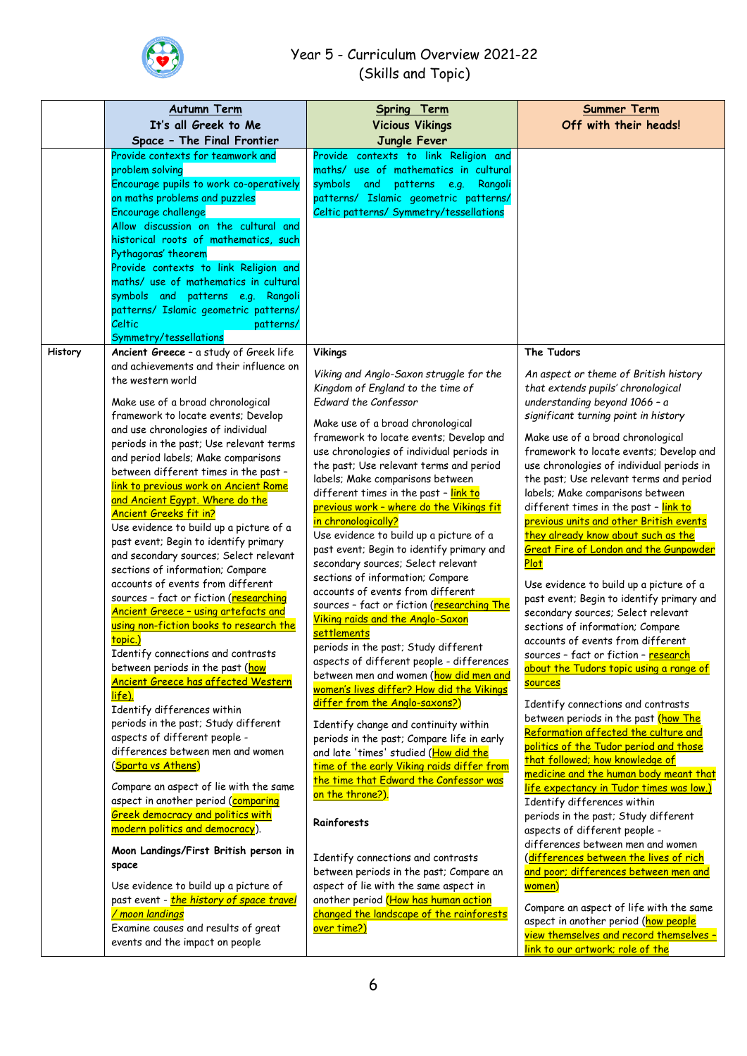# Year 5 - Curriculum Overview 2021-22
## (Skills and Topic)

| | Autumn Term<br>It's all Greek to Me<br>Space – The Final Frontier | Spring Term<br>Vicious Vikings<br>Jungle Fever | Summer Term<br>Off with their heads! |
|---|---|---|---|
| | Provide contexts for teamwork and problem solving<br>Encourage pupils to work co-operatively on maths problems and puzzles<br>Encourage challenge<br>Allow discussion on the cultural and historical roots of mathematics, such Pythagoras' theorem<br>Provide contexts to link Religion and maths/ use of mathematics in cultural symbols and patterns e.g. Rangoli patterns/ Islamic geometric patterns/ Celtic patterns/ Symmetry/tessellations | Provide contexts to link Religion and maths/ use of mathematics in cultural symbols and patterns e.g. Rangoli patterns/ Islamic geometric patterns/ Celtic patterns/ Symmetry/tessellations | |
| History | **Ancient Greece** – a study of Greek life and achievements and their influence on the western world<br><br>Make use of a broad chronological framework to locate events; Develop and use chronologies of individual periods in the past; Use relevant terms and period labels; Make comparisons between different times in the past – link to previous work on Ancient Rome and Ancient Egypt. Where do the Ancient Greeks fit in?<br>Use evidence to build up a picture of a past event; Begin to identify primary and secondary sources; Select relevant sections of information; Compare accounts of events from different sources – fact or fiction (researching Ancient Greece – using artefacts and using non-fiction books to research the topic.)<br>Identify connections and contrasts between periods in the past (how Ancient Greece has affected Western life).<br>Identify differences within periods in the past; Study different aspects of different people - differences between men and women (Sparta vs Athens)<br><br>Compare an aspect of lie with the same aspect in another period (comparing Greek democracy and politics with modern politics and democracy).<br><br>**Moon Landings/First British person in space**<br><br>Use evidence to build up a picture of past event - *the history of space travel / moon landings*<br>Examine causes and results of great events and the impact on people | **Vikings**<br><br>*Viking and Anglo-Saxon struggle for the Kingdom of England to the time of Edward the Confessor*<br><br>Make use of a broad chronological framework to locate events; Develop and use chronologies of individual periods in the past; Use relevant terms and period labels; Make comparisons between different times in the past – link to previous work – where do the Vikings fit in chronologically?<br>Use evidence to build up a picture of a past event; Begin to identify primary and secondary sources; Select relevant sections of information; Compare accounts of events from different sources – fact or fiction (researching The Viking raids and the Anglo-Saxon settlements<br>periods in the past; Study different aspects of different people - differences between men and women (how did men and women's lives differ? How did the Vikings differ from the Anglo-saxons?)<br><br>Identify change and continuity within periods in the past; Compare life in early and late 'times' studied (How did the time of the early Viking raids differ from the time that Edward the Confessor was on the throne?).<br><br>**Rainforests**<br><br>Identify connections and contrasts between periods in the past; Compare an aspect of lie with the same aspect in another period (How has human action changed the landscape of the rainforests over time?) | **The Tudors**<br><br>*An aspect or theme of British history that extends pupils' chronological understanding beyond 1066 – a significant turning point in history*<br><br>Make use of a broad chronological framework to locate events; Develop and use chronologies of individual periods in the past; Use relevant terms and period labels; Make comparisons between different times in the past – link to previous units and other British events they already know about such as the Great Fire of London and the Gunpowder Plot<br><br>Use evidence to build up a picture of a past event; Begin to identify primary and secondary sources; Select relevant sections of information; Compare accounts of events from different sources – fact or fiction – research about the Tudors topic using a range of sources<br><br>Identify connections and contrasts between periods in the past (how The Reformation affected the culture and politics of the Tudor period and those that followed; how knowledge of medicine and the human body meant that life expectancy in Tudor times was low.)<br>Identify differences within periods in the past; Study different aspects of different people - differences between men and women (differences between the lives of rich and poor; differences between men and women)<br><br>Compare an aspect of life with the same aspect in another period (how people view themselves and record themselves – link to our artwork; role of the |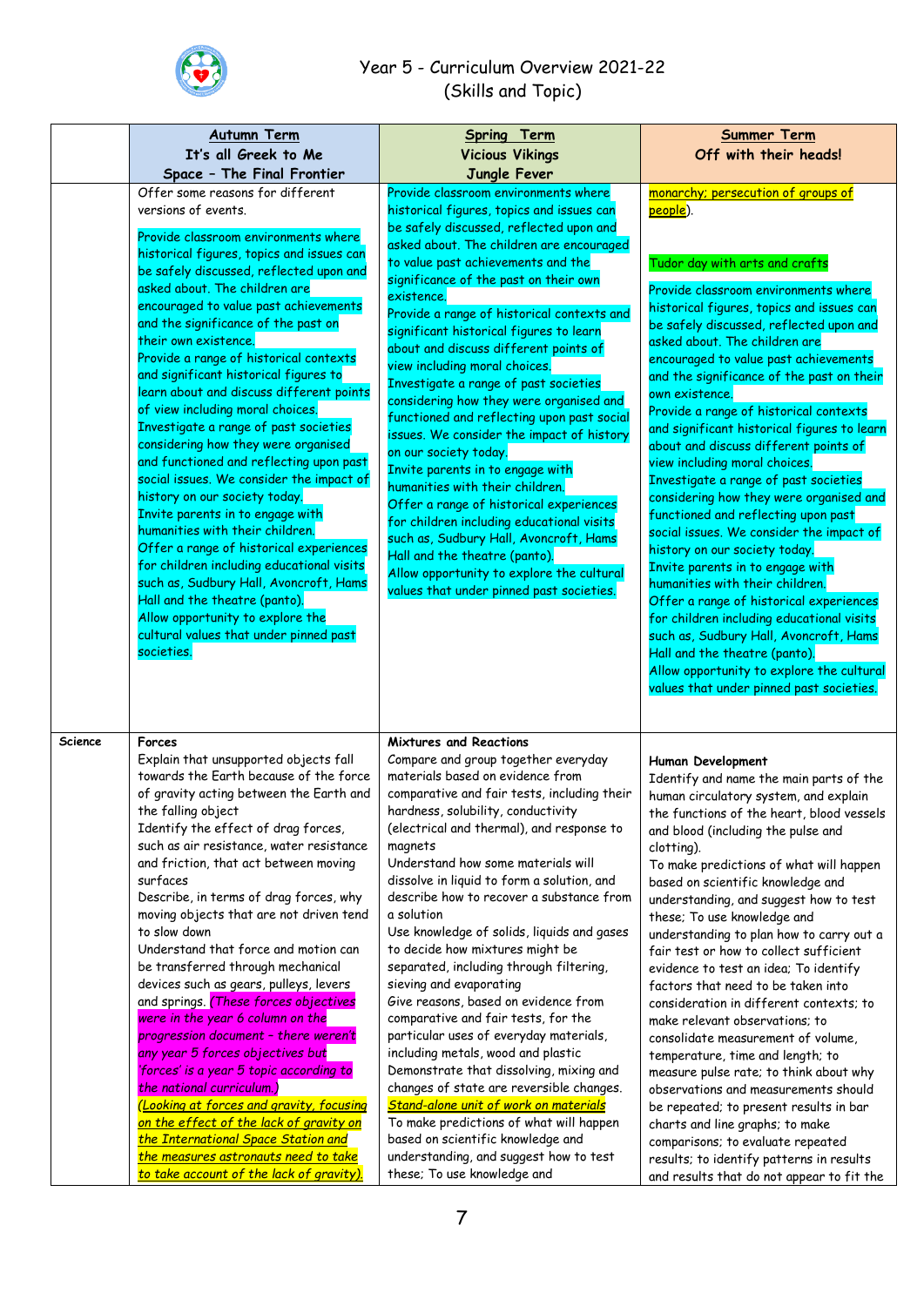# Year 5 - Curriculum Overview 2021-22
(Skills and Topic)

| | **Autumn Term**<br>**It's all Greek to Me**<br>**Space – The Final Frontier** | **Spring Term**<br>**Vicious Vikings**<br>**Jungle Fever** | **Summer Term**<br>**Off with their heads!** |
|---|---|---|---|
| | Offer some reasons for different versions of events.<br><br>Provide classroom environments where historical figures, topics and issues can be safely discussed, reflected upon and asked about. The children are encouraged to value past achievements and the significance of the past on their own existence.<br>Provide a range of historical contexts and significant historical figures to learn about and discuss different points of view including moral choices.<br>Investigate a range of past societies considering how they were organised and functioned and reflecting upon past social issues. We consider the impact of history on our society today.<br>Invite parents in to engage with humanities with their children.<br>Offer a range of historical experiences for children including educational visits such as, Sudbury Hall, Avoncroft, Hams Hall and the theatre (panto).<br>Allow opportunity to explore the cultural values that under pinned past societies. | Provide classroom environments where historical figures, topics and issues can be safely discussed, reflected upon and asked about. The children are encouraged to value past achievements and the significance of the past on their own existence.<br>Provide a range of historical contexts and significant historical figures to learn about and discuss different points of view including moral choices.<br>Investigate a range of past societies considering how they were organised and functioned and reflecting upon past social issues. We consider the impact of history on our society today.<br>Invite parents in to engage with humanities with their children.<br>Offer a range of historical experiences for children including educational visits such as, Sudbury Hall, Avoncroft, Hams Hall and the theatre (panto).<br>Allow opportunity to explore the cultural values that under pinned past societies. | monarchy; persecution of groups of people).<br><br>Tudor day with arts and crafts<br><br>Provide classroom environments where historical figures, topics and issues can be safely discussed, reflected upon and asked about. The children are encouraged to value past achievements and the significance of the past on their own existence.<br>Provide a range of historical contexts and significant historical figures to learn about and discuss different points of view including moral choices.<br>Investigate a range of past societies considering how they were organised and functioned and reflecting upon past social issues. We consider the impact of history on our society today.<br>Invite parents in to engage with humanities with their children.<br>Offer a range of historical experiences for children including educational visits such as, Sudbury Hall, Avoncroft, Hams Hall and the theatre (panto).<br>Allow opportunity to explore the cultural values that under pinned past societies. |
| **Science** | **Forces**<br>Explain that unsupported objects fall towards the Earth because of the force of gravity acting between the Earth and the falling object<br>Identify the effect of drag forces, such as air resistance, water resistance and friction, that act between moving surfaces<br>Describe, in terms of drag forces, why moving objects that are not driven tend to slow down<br>Understand that force and motion can be transferred through mechanical devices such as gears, pulleys, levers and springs. *(These forces objectives were in the year 6 column on the progression document – there weren't any year 5 forces objectives but 'forces' is a year 5 topic according to the national curriculum.)*<br>*(Looking at forces and gravity, focusing on the effect of the lack of gravity on the International Space Station and the measures astronauts need to take to take account of the lack of gravity).* | **Mixtures and Reactions**<br>Compare and group together everyday materials based on evidence from comparative and fair tests, including their hardness, solubility, conductivity (electrical and thermal), and response to magnets<br>Understand how some materials will dissolve in liquid to form a solution, and describe how to recover a substance from a solution<br>Use knowledge of solids, liquids and gases to decide how mixtures might be separated, including through filtering, sieving and evaporating<br>Give reasons, based on evidence from comparative and fair tests, for the particular uses of everyday materials, including metals, wood and plastic<br>Demonstrate that dissolving, mixing and changes of state are reversible changes.<br>*Stand-alone unit of work on materials*<br>To make predictions of what will happen based on scientific knowledge and understanding, and suggest how to test these; To use knowledge and | **Human Development**<br>Identify and name the main parts of the human circulatory system, and explain the functions of the heart, blood vessels and blood (including the pulse and clotting).<br>To make predictions of what will happen based on scientific knowledge and understanding, and suggest how to test these; To use knowledge and understanding to plan how to carry out a fair test or how to collect sufficient evidence to test an idea; To identify factors that need to be taken into consideration in different contexts; to make relevant observations; to consolidate measurement of volume, temperature, time and length; to measure pulse rate; to think about why observations and measurements should be repeated; to present results in bar charts and line graphs; to make comparisons; to evaluate repeated results; to identify patterns in results and results that do not appear to fit the |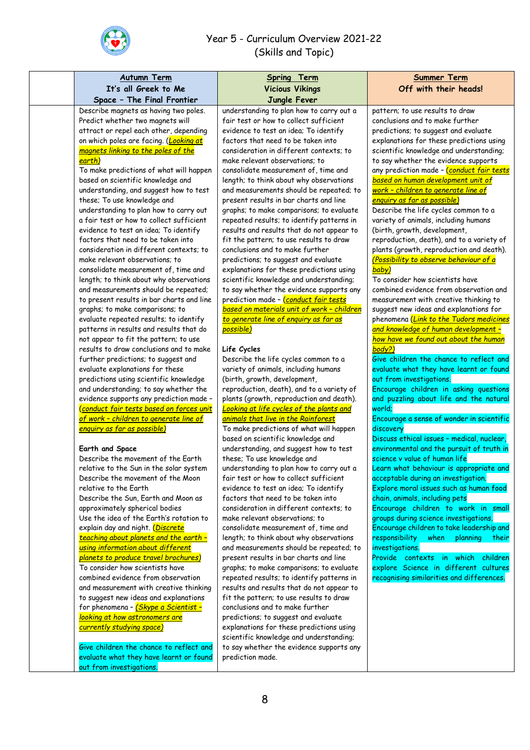# Year 5 - Curriculum Overview 2021-22
## (Skills and Topic)

| | **Autumn Term**<br>**It's all Greek to Me**<br>**Space – The Final Frontier** | **Spring Term**<br>**Vicious Vikings**<br>**Jungle Fever** | **Summer Term**<br>**Off with their heads!** |
|---|---|---|---|
| | Describe magnets as having two poles. Predict whether two magnets will attract or repel each other, depending on which poles are facing. (*Looking at magnets linking to the poles of the earth*)<br>To make predictions of what will happen based on scientific knowledge and understanding, and suggest how to test these; To use knowledge and understanding to plan how to carry out a fair test or how to collect sufficient evidence to test an idea; To identify factors that need to be taken into consideration in different contexts; to make relevant observations; to consolidate measurement of, time and length; to think about why observations and measurements should be repeated; to present results in bar charts and line graphs; to make comparisons; to evaluate repeated results; to identify patterns in results and results that do not appear to fit the pattern; to use results to draw conclusions and to make further predictions; to suggest and evaluate explanations for these predictions using scientific knowledge and understanding; to say whether the evidence supports any prediction made – (*conduct fair tests based on forces unit of work – children to generate line of enquiry as far as possible*)<br><br>**Earth and Space**<br>Describe the movement of the Earth relative to the Sun in the solar system<br>Describe the movement of the Moon relative to the Earth<br>Describe the Sun, Earth and Moon as approximately spherical bodies<br>Use the idea of the Earth's rotation to explain day and night. (*Discrete teaching about planets and the earth – using information about different planets to produce travel brochures*)<br>To consider how scientists have combined evidence from observation and measurement with creative thinking to suggest new ideas and explanations for phenomena – (*Skype a Scientist – looking at how astronomers are currently studying space*)<br><br>Give children the chance to reflect and evaluate what they have learnt or found out from investigations. | understanding to plan how to carry out a fair test or how to collect sufficient evidence to test an idea; To identify factors that need to be taken into consideration in different contexts; to make relevant observations; to consolidate measurement of, time and length; to think about why observations and measurements should be repeated; to present results in bar charts and line graphs; to make comparisons; to evaluate repeated results; to identify patterns in results and results that do not appear to fit the pattern; to use results to draw conclusions and to make further predictions; to suggest and evaluate explanations for these predictions using scientific knowledge and understanding; to say whether the evidence supports any prediction made – (*conduct fair tests based on materials unit of work – children to generate line of enquiry as far as possible*)<br><br>**Life Cycles**<br>Describe the life cycles common to a variety of animals, including humans (birth, growth, development, reproduction, death), and to a variety of plants (growth, reproduction and death). *Looking at life cycles of the plants and animals that live in the Rainforest*<br>To make predictions of what will happen based on scientific knowledge and understanding, and suggest how to test these; To use knowledge and understanding to plan how to carry out a fair test or how to collect sufficient evidence to test an idea; To identify factors that need to be taken into consideration in different contexts; to make relevant observations; to consolidate measurement of, time and length; to think about why observations and measurements should be repeated; to present results in bar charts and line graphs; to make comparisons; to evaluate repeated results; to identify patterns in results and results that do not appear to fit the pattern; to use results to draw conclusions and to make further predictions; to suggest and evaluate explanations for these predictions using scientific knowledge and understanding; to say whether the evidence supports any prediction made. | pattern; to use results to draw conclusions and to make further predictions; to suggest and evaluate explanations for these predictions using scientific knowledge and understanding; to say whether the evidence supports any prediction made – (*conduct fair tests based on human development unit of work – children to generate line of enquiry as far as possible*)<br>Describe the life cycles common to a variety of animals, including humans (birth, growth, development, reproduction, death), and to a variety of plants (growth, reproduction and death). (*Possibility to observe behaviour of a baby*)<br>To consider how scientists have combined evidence from observation and measurement with creative thinking to suggest new ideas and explanations for phenomena (*Link to the Tudors medicines and knowledge of human development – how have we found out about the human body?*)<br>Give children the chance to reflect and evaluate what they have learnt or found out from investigations.<br>Encourage children in asking questions and puzzling about life and the natural world;<br>Encourage a sense of wonder in scientific discovery<br>Discuss ethical issues – medical, nuclear, environmental and the pursuit of truth in science v value of human life<br>Learn what behaviour is appropriate and acceptable during an investigation.<br>Explore moral issues such as human food chain, animals, including pets<br>Encourage children to work in small groups during science investigations.<br>Encourage children to take leadership and responsibility when planning their investigations.<br>Provide contexts in which children explore Science in different cultures recognising similarities and differences. |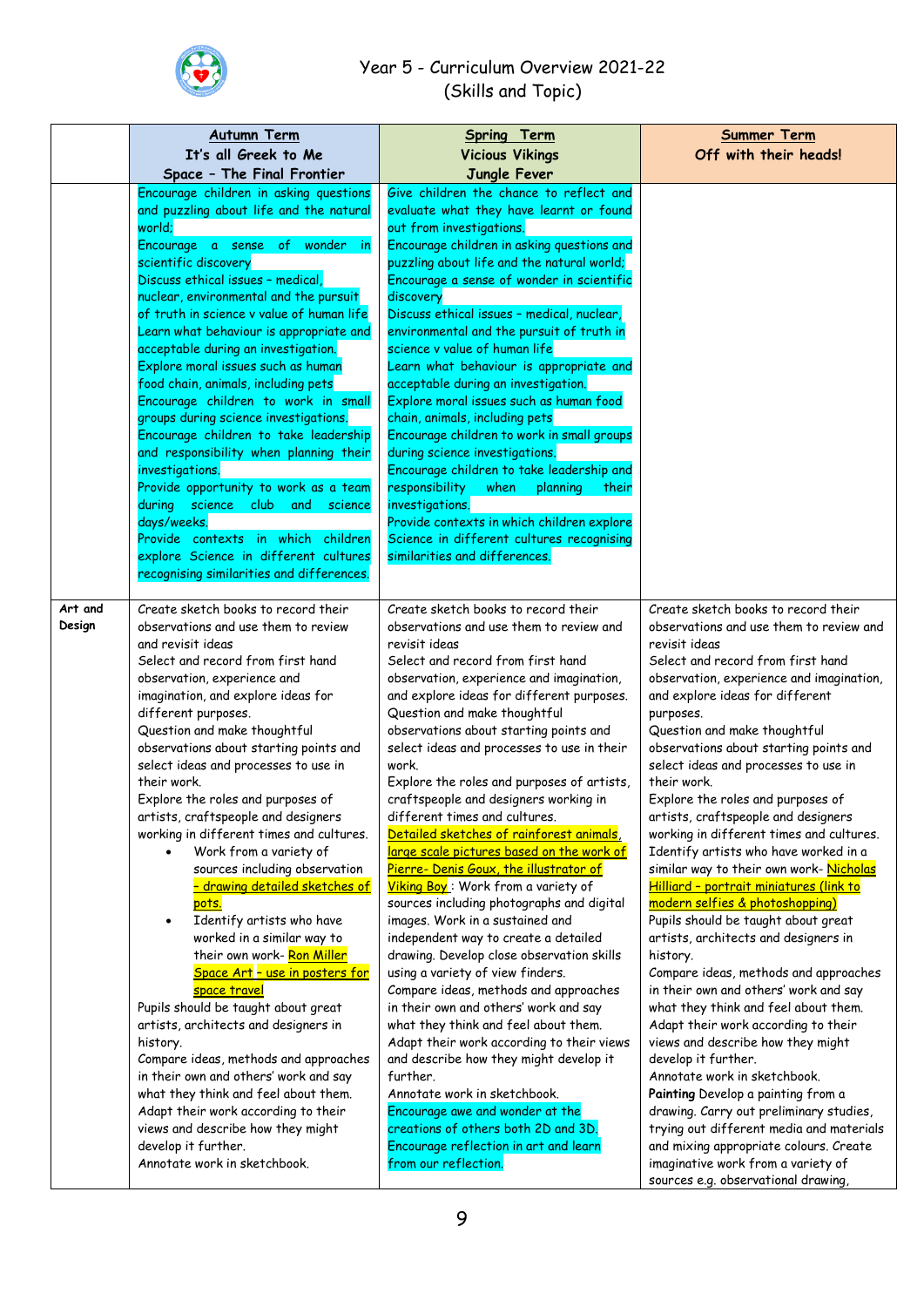# Year 5 - Curriculum Overview 2021-22
(Skills and Topic)

| | Autumn Term<br>It's all Greek to Me<br>Space – The Final Frontier | Spring Term<br>Vicious Vikings<br>Jungle Fever | Summer Term<br>Off with their heads! |
|---|---|---|---|
| | Encourage children in asking questions and puzzling about life and the natural world;<br>Encourage a sense of wonder in scientific discovery<br>Discuss ethical issues – medical, nuclear, environmental and the pursuit of truth in science v value of human life<br>Learn what behaviour is appropriate and acceptable during an investigation.<br>Explore moral issues such as human food chain, animals, including pets<br>Encourage children to work in small groups during science investigations.<br>Encourage children to take leadership and responsibility when planning their investigations.<br>Provide opportunity to work as a team during science club and science days/weeks.<br>Provide contexts in which children explore Science in different cultures recognising similarities and differences. | Give children the chance to reflect and evaluate what they have learnt or found out from investigations.<br>Encourage children in asking questions and puzzling about life and the natural world;<br>Encourage a sense of wonder in scientific discovery<br>Discuss ethical issues – medical, nuclear, environmental and the pursuit of truth in science v value of human life<br>Learn what behaviour is appropriate and acceptable during an investigation.<br>Explore moral issues such as human food chain, animals, including pets<br>Encourage children to work in small groups during science investigations.<br>Encourage children to take leadership and responsibility when planning their investigations.<br>Provide contexts in which children explore Science in different cultures recognising similarities and differences. | |
| **Art and Design** | Create sketch books to record their observations and use them to review and revisit ideas<br>Select and record from first hand observation, experience and imagination, and explore ideas for different purposes.<br>Question and make thoughtful observations about starting points and select ideas and processes to use in their work.<br>Explore the roles and purposes of artists, craftspeople and designers working in different times and cultures.<br>• Work from a variety of sources including observation – drawing detailed sketches of pots.<br>• Identify artists who have worked in a similar way to their own work- Ron Miller Space Art – use in posters for space travel<br>Pupils should be taught about great artists, architects and designers in history.<br>Compare ideas, methods and approaches in their own and others' work and say what they think and feel about them.<br>Adapt their work according to their views and describe how they might develop it further.<br>Annotate work in sketchbook. | Create sketch books to record their observations and use them to review and revisit ideas<br>Select and record from first hand observation, experience and imagination, and explore ideas for different purposes.<br>Question and make thoughtful observations about starting points and select ideas and processes to use in their work.<br>Explore the roles and purposes of artists, craftspeople and designers working in different times and cultures.<br>Detailed sketches of rainforest animals, large scale pictures based on the work of Pierre- Denis Goux, the illustrator of Viking Boy : Work from a variety of sources including photographs and digital images. Work in a sustained and independent way to create a detailed drawing. Develop close observation skills using a variety of view finders.<br>Compare ideas, methods and approaches in their own and others' work and say what they think and feel about them.<br>Adapt their work according to their views and describe how they might develop it further.<br>Annotate work in sketchbook.<br>Encourage awe and wonder at the creations of others both 2D and 3D.<br>Encourage reflection in art and learn from our reflection. | Create sketch books to record their observations and use them to review and revisit ideas<br>Select and record from first hand observation, experience and imagination, and explore ideas for different purposes.<br>Question and make thoughtful observations about starting points and select ideas and processes to use in their work.<br>Explore the roles and purposes of artists, craftspeople and designers working in different times and cultures.<br>Identify artists who have worked in a similar way to their own work- Nicholas Hilliard – portrait miniatures (link to modern selfies & photoshopping)<br>Pupils should be taught about great artists, architects and designers in history.<br>Compare ideas, methods and approaches in their own and others' work and say what they think and feel about them.<br>Adapt their work according to their views and describe how they might develop it further.<br>Annotate work in sketchbook.<br>**Painting** Develop a painting from a drawing. Carry out preliminary studies, trying out different media and materials and mixing appropriate colours. Create imaginative work from a variety of sources e.g. observational drawing, |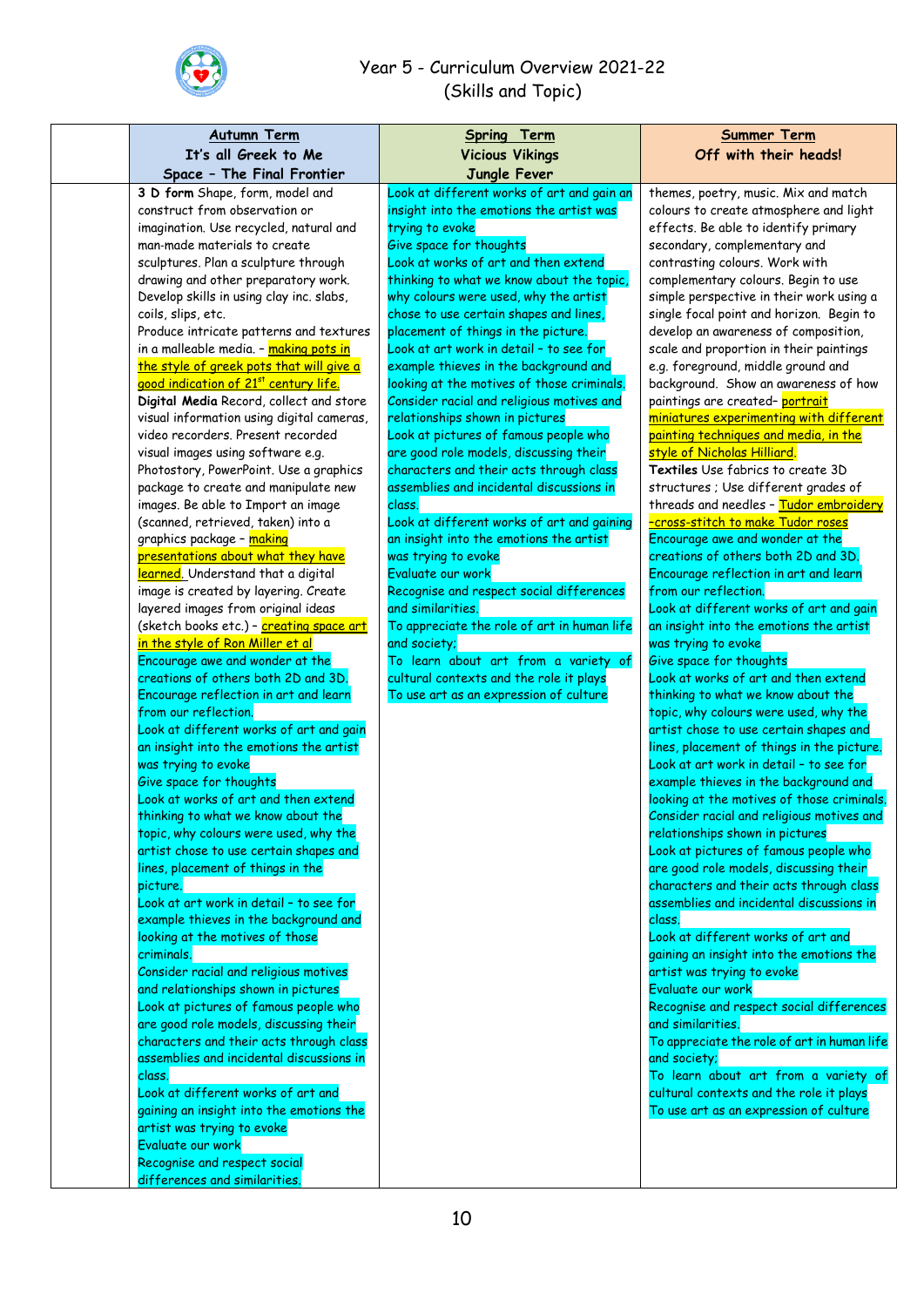# Year 5 - Curriculum Overview 2021-22
(Skills and Topic)

| | Autumn Term<br>It's all Greek to Me<br>Space – The Final Frontier | Spring Term<br>Vicious Vikings<br>Jungle Fever | Summer Term<br>Off with their heads! |
|---|---|---|---|
| | **3 D form** Shape, form, model and construct from observation or imagination. Use recycled, natural and man-made materials to create sculptures. Plan a sculpture through drawing and other preparatory work. Develop skills in using clay inc. slabs, coils, slips, etc.<br>Produce intricate patterns and textures in a malleable media. – making pots in the style of greek pots that will give a good indication of 21st century life.<br>**Digital Media** Record, collect and store visual information using digital cameras, video recorders. Present recorded visual images using software e.g. Photostory, PowerPoint. Use a graphics package to create and manipulate new images. Be able to Import an image (scanned, retrieved, taken) into a graphics package – making presentations about what they have learned. Understand that a digital image is created by layering. Create layered images from original ideas (sketch books etc.) – creating space art in the style of Ron Miller et al<br>Encourage awe and wonder at the creations of others both 2D and 3D.<br>Encourage reflection in art and learn from our reflection.<br>Look at different works of art and gain an insight into the emotions the artist was trying to evoke<br>Give space for thoughts<br>Look at works of art and then extend thinking to what we know about the topic, why colours were used, why the artist chose to use certain shapes and lines, placement of things in the picture.<br>Look at art work in detail – to see for example thieves in the background and looking at the motives of those criminals.<br>Consider racial and religious motives and relationships shown in pictures<br>Look at pictures of famous people who are good role models, discussing their characters and their acts through class assemblies and incidental discussions in class.<br>Look at different works of art and gaining an insight into the emotions the artist was trying to evoke<br>Evaluate our work<br>Recognise and respect social differences and similarities. | Look at different works of art and gain an insight into the emotions the artist was trying to evoke<br>Give space for thoughts<br>Look at works of art and then extend thinking to what we know about the topic, why colours were used, why the artist chose to use certain shapes and lines, placement of things in the picture.<br>Look at art work in detail – to see for example thieves in the background and looking at the motives of those criminals.<br>Consider racial and religious motives and relationships shown in pictures<br>Look at pictures of famous people who are good role models, discussing their characters and their acts through class assemblies and incidental discussions in class.<br>Look at different works of art and gaining an insight into the emotions the artist was trying to evoke<br>Evaluate our work<br>Recognise and respect social differences and similarities.<br>To appreciate the role of art in human life and society;<br>To learn about art from a variety of cultural contexts and the role it plays<br>To use art as an expression of culture | themes, poetry, music. Mix and match colours to create atmosphere and light effects. Be able to identify primary secondary, complementary and contrasting colours. Work with complementary colours. Begin to use simple perspective in their work using a single focal point and horizon. Begin to develop an awareness of composition, scale and proportion in their paintings e.g. foreground, middle ground and background. Show an awareness of how paintings are created– portrait miniatures experimenting with different painting techniques and media, in the style of Nicholas Hilliard.<br>**Textiles** Use fabrics to create 3D structures ; Use different grades of threads and needles – Tudor embroidery -cross-stitch to make Tudor roses<br>Encourage awe and wonder at the creations of others both 2D and 3D.<br>Encourage reflection in art and learn from our reflection.<br>Look at different works of art and gain an insight into the emotions the artist was trying to evoke<br>Give space for thoughts<br>Look at works of art and then extend thinking to what we know about the topic, why colours were used, why the artist chose to use certain shapes and lines, placement of things in the picture.<br>Look at art work in detail – to see for example thieves in the background and looking at the motives of those criminals.<br>Consider racial and religious motives and relationships shown in pictures<br>Look at pictures of famous people who are good role models, discussing their characters and their acts through class assemblies and incidental discussions in class.<br>Look at different works of art and gaining an insight into the emotions the artist was trying to evoke<br>Evaluate our work<br>Recognise and respect social differences and similarities.<br>To appreciate the role of art in human life and society;<br>To learn about art from a variety of cultural contexts and the role it plays<br>To use art as an expression of culture |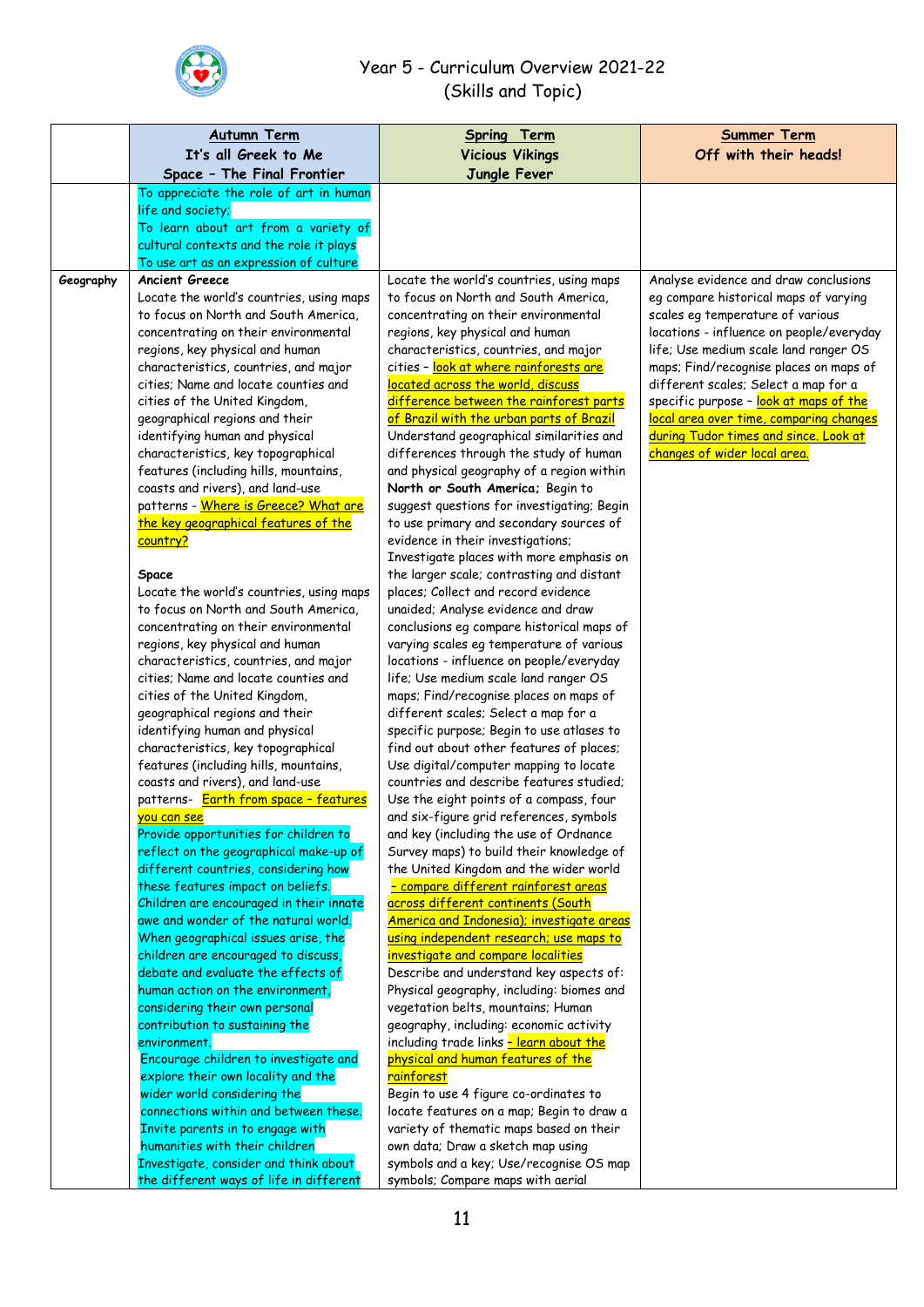Year 5 - Curriculum Overview 2021-22
(Skills and Topic)

| | Autumn Term<br>It's all Greek to Me<br>Space – The Final Frontier | Spring Term<br>Vicious Vikings<br>Jungle Fever | Summer Term<br>Off with their heads! |
|---|---|---|---|
| | To appreciate the role of art in human life and society;<br>To learn about art from a variety of cultural contexts and the role it plays<br>To use art as an expression of culture | | |
| **Geography** | **Ancient Greece**<br>Locate the world's countries, using maps to focus on North and South America, concentrating on their environmental regions, key physical and human characteristics, countries, and major cities; Name and locate counties and cities of the United Kingdom, geographical regions and their identifying human and physical characteristics, key topographical features (including hills, mountains, coasts and rivers), and land-use patterns - Where is Greece? What are the key geographical features of the country?<br><br>**Space**<br>Locate the world's countries, using maps to focus on North and South America, concentrating on their environmental regions, key physical and human characteristics, countries, and major cities; Name and locate counties and cities of the United Kingdom, geographical regions and their identifying human and physical characteristics, key topographical features (including hills, mountains, coasts and rivers), and land-use patterns- Earth from space – features you can see<br>Provide opportunities for children to reflect on the geographical make-up of different countries, considering how these features impact on beliefs.<br>Children are encouraged in their innate awe and wonder of the natural world.<br>When geographical issues arise, the children are encouraged to discuss, debate and evaluate the effects of human action on the environment, considering their own personal contribution to sustaining the environment.<br>Encourage children to investigate and explore their own locality and the wider world considering the connections within and between these.<br>Invite parents in to engage with humanities with their children<br>Investigate, consider and think about the different ways of life in different | Locate the world's countries, using maps to focus on North and South America, concentrating on their environmental regions, key physical and human characteristics, countries, and major cities – look at where rainforests are located across the world, discuss difference between the rainforest parts of Brazil with the urban parts of Brazil<br>Understand geographical similarities and differences through the study of human and physical geography of a region within **North or South America;** Begin to suggest questions for investigating; Begin to use primary and secondary sources of evidence in their investigations;<br>Investigate places with more emphasis on the larger scale; contrasting and distant places; Collect and record evidence unaided; Analyse evidence and draw conclusions eg compare historical maps of varying scales eg temperature of various locations - influence on people/everyday life; Use medium scale land ranger OS maps; Find/recognise places on maps of different scales; Select a map for a specific purpose; Begin to use atlases to find out about other features of places; Use digital/computer mapping to locate countries and describe features studied; Use the eight points of a compass, four and six-figure grid references, symbols and key (including the use of Ordnance Survey maps) to build their knowledge of the United Kingdom and the wider world – compare different rainforest areas across different continents (South America and Indonesia); investigate areas using independent research; use maps to investigate and compare localities<br>Describe and understand key aspects of: Physical geography, including: biomes and vegetation belts, mountains; Human geography, including: economic activity including trade links – learn about the physical and human features of the rainforest<br>Begin to use 4 figure co-ordinates to locate features on a map; Begin to draw a variety of thematic maps based on their own data; Draw a sketch map using symbols and a key; Use/recognise OS map symbols; Compare maps with aerial | Analyse evidence and draw conclusions eg compare historical maps of varying scales eg temperature of various locations - influence on people/everyday life; Use medium scale land ranger OS maps; Find/recognise places on maps of different scales; Select a map for a specific purpose – look at maps of the local area over time, comparing changes during Tudor times and since. Look at changes of wider local area. |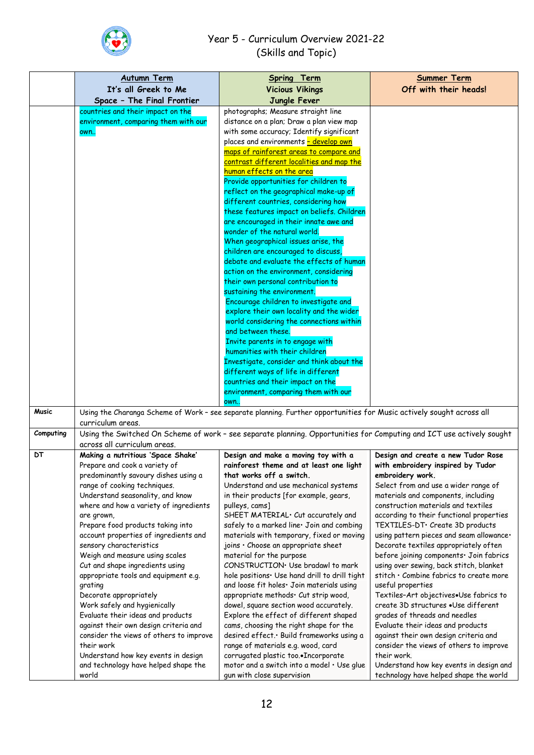Year 5 - Curriculum Overview 2021-22
(Skills and Topic)

| | Autumn Term<br>It's all Greek to Me<br>Space – The Final Frontier | Spring Term<br>Vicious Vikings<br>Jungle Fever | Summer Term<br>Off with their heads! |
|---|---|---|---|
| | countries and their impact on the environment, comparing them with our own.. | photographs; Measure straight line distance on a plan; Draw a plan view map with some accuracy; Identify significant places and environments – develop own maps of rainforest areas to compare and contrast different localities and map the human effects on the area<br>Provide opportunities for children to reflect on the geographical make-up of different countries, considering how these features impact on beliefs. Children are encouraged in their innate awe and wonder of the natural world.<br>When geographical issues arise, the children are encouraged to discuss, debate and evaluate the effects of human action on the environment, considering their own personal contribution to sustaining the environment.<br>Encourage children to investigate and explore their own locality and the wider world considering the connections within and between these.<br>Invite parents in to engage with humanities with their children<br>Investigate, consider and think about the different ways of life in different countries and their impact on the environment, comparing them with our own.. | |
| Music | Using the Charanga Scheme of Work – see separate planning. Further opportunities for Music actively sought across all curriculum areas. | | |
| Computing | Using the Switched On Scheme of work – see separate planning. Opportunities for Computing and ICT use actively sought across all curriculum areas. | | |
| DT | **Making a nutritious 'Space Shake'**<br>Prepare and cook a variety of predominantly savoury dishes using a range of cooking techniques.<br>Understand seasonality, and know where and how a variety of ingredients are grown,<br>Prepare food products taking into account properties of ingredients and sensory characteristics<br>Weigh and measure using scales<br>Cut and shape ingredients using appropriate tools and equipment e.g. grating<br>Decorate appropriately<br>Work safely and hygienically<br>Evaluate their ideas and products against their own design criteria and consider the views of others to improve their work<br>Understand how key events in design and technology have helped shape the world | **Design and make a moving toy with a rainforest theme and at least one light that works off a switch.**<br>Understand and use mechanical systems in their products [for example, gears, pulleys, cams]<br>SHEET MATERIAL• Cut accurately and safely to a marked line• Join and combing materials with temporary, fixed or moving joins • Choose an appropriate sheet material for the purpose<br>CONSTRUCTION• Use bradawl to mark hole positions• Use hand drill to drill tight and loose fit holes• Join materials using appropriate methods• Cut strip wood, dowel, square section wood accurately. Explore the effect of different shaped cams, choosing the right shape for the desired effect.• Build frameworks using a range of materials e.g. wood, card corrugated plastic too.•Incorporate motor and a switch into a model • Use glue gun with close supervision | **Design and create a new Tudor Rose with embroidery inspired by Tudor embroidery work.**<br>Select from and use a wider range of materials and components, including construction materials and textiles according to their functional properties<br>TEXTILES-DT• Create 3D products using pattern pieces and seam allowance• Decorate textiles appropriately often before joining components• Join fabrics using over sewing, back stitch, blanket stitch • Combine fabrics to create more useful properties<br>Textiles–Art objectives•Use fabrics to create 3D structures •Use different grades of threads and needles<br>Evaluate their ideas and products against their own design criteria and consider the views of others to improve their work.<br>Understand how key events in design and technology have helped shape the world |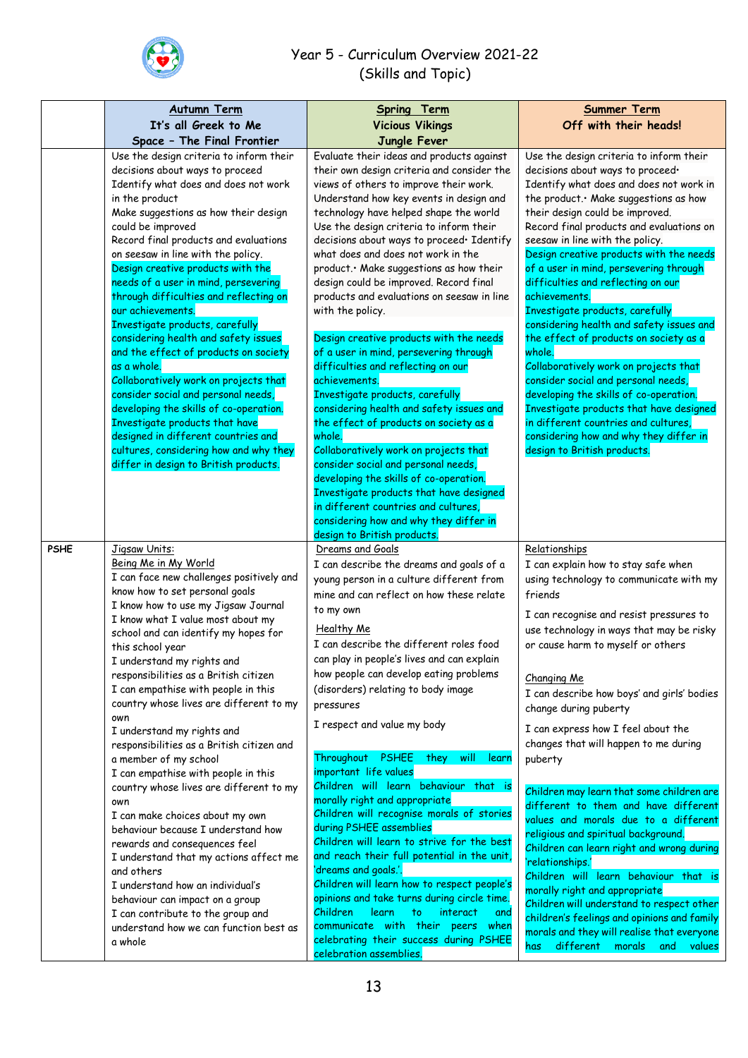# Year 5 - Curriculum Overview 2021-22
## (Skills and Topic)

| | Autumn Term<br>It's all Greek to Me<br>Space – The Final Frontier | Spring Term<br>Vicious Vikings<br>Jungle Fever | Summer Term<br>Off with their heads! |
|---|---|---|---|
| | Use the design criteria to inform their decisions about ways to proceed<br>Identify what does and does not work in the product<br>Make suggestions as how their design could be improved<br>Record final products and evaluations on seesaw in line with the policy.<br>Design creative products with the needs of a user in mind, persevering through difficulties and reflecting on our achievements.<br>Investigate products, carefully considering health and safety issues and the effect of products on society as a whole.<br>Collaboratively work on projects that consider social and personal needs, developing the skills of co-operation.<br>Investigate products that have designed in different countries and cultures, considering how and why they differ in design to British products. | Evaluate their ideas and products against their own design criteria and consider the views of others to improve their work.<br>Understand how key events in design and technology have helped shape the world<br>Use the design criteria to inform their decisions about ways to proceed• Identify what does and does not work in the product.• Make suggestions as how their design could be improved. Record final products and evaluations on seesaw in line with the policy.<br><br>Design creative products with the needs of a user in mind, persevering through difficulties and reflecting on our achievements.<br>Investigate products, carefully considering health and safety issues and the effect of products on society as a whole.<br>Collaboratively work on projects that consider social and personal needs, developing the skills of co-operation.<br>Investigate products that have designed in different countries and cultures, considering how and why they differ in design to British products. | Use the design criteria to inform their decisions about ways to proceed•<br>Identify what does and does not work in the product.• Make suggestions as how their design could be improved.<br>Record final products and evaluations on seesaw in line with the policy.<br>Design creative products with the needs of a user in mind, persevering through difficulties and reflecting on our achievements.<br>Investigate products, carefully considering health and safety issues and the effect of products on society as a whole.<br>Collaboratively work on projects that consider social and personal needs, developing the skills of co-operation.<br>Investigate products that have designed in different countries and cultures, considering how and why they differ in design to British products. |
| **PSHE** | Jigsaw Units:<br>Being Me in My World<br>I can face new challenges positively and know how to set personal goals<br>I know how to use my Jigsaw Journal<br>I know what I value most about my school and can identify my hopes for this school year<br>I understand my rights and responsibilities as a British citizen<br>I can empathise with people in this country whose lives are different to my own<br>I understand my rights and responsibilities as a British citizen and a member of my school<br>I can empathise with people in this country whose lives are different to my own<br>I can make choices about my own behaviour because I understand how rewards and consequences feel<br>I understand that my actions affect me and others<br>I understand how an individual's behaviour can impact on a group<br>I can contribute to the group and understand how we can function best as a whole | Dreams and Goals<br>I can describe the dreams and goals of a young person in a culture different from mine and can reflect on how these relate to my own<br>Healthy Me<br>I can describe the different roles food can play in people's lives and can explain how people can develop eating problems (disorders) relating to body image pressures<br>I respect and value my body<br><br>Throughout PSHEE they will learn important life values<br>Children will learn behaviour that is morally right and appropriate<br>Children will recognise morals of stories during PSHEE assemblies<br>Children will learn to strive for the best and reach their full potential in the unit, 'dreams and goals.'.<br>Children will learn how to respect people's opinions and take turns during circle time.<br>Children learn to interact and communicate with their peers when celebrating their success during PSHEE celebration assemblies. | Relationships<br>I can explain how to stay safe when using technology to communicate with my friends<br>I can recognise and resist pressures to use technology in ways that may be risky or cause harm to myself or others<br><br>Changing Me<br>I can describe how boys' and girls' bodies change during puberty<br>I can express how I feel about the changes that will happen to me during puberty<br><br>Children may learn that some children are different to them and have different values and morals due to a different religious and spiritual background.<br>Children can learn right and wrong during 'relationships.'<br>Children will learn behaviour that is morally right and appropriate<br>Children will understand to respect other children's feelings and opinions and family morals and they will realise that everyone has different morals and values |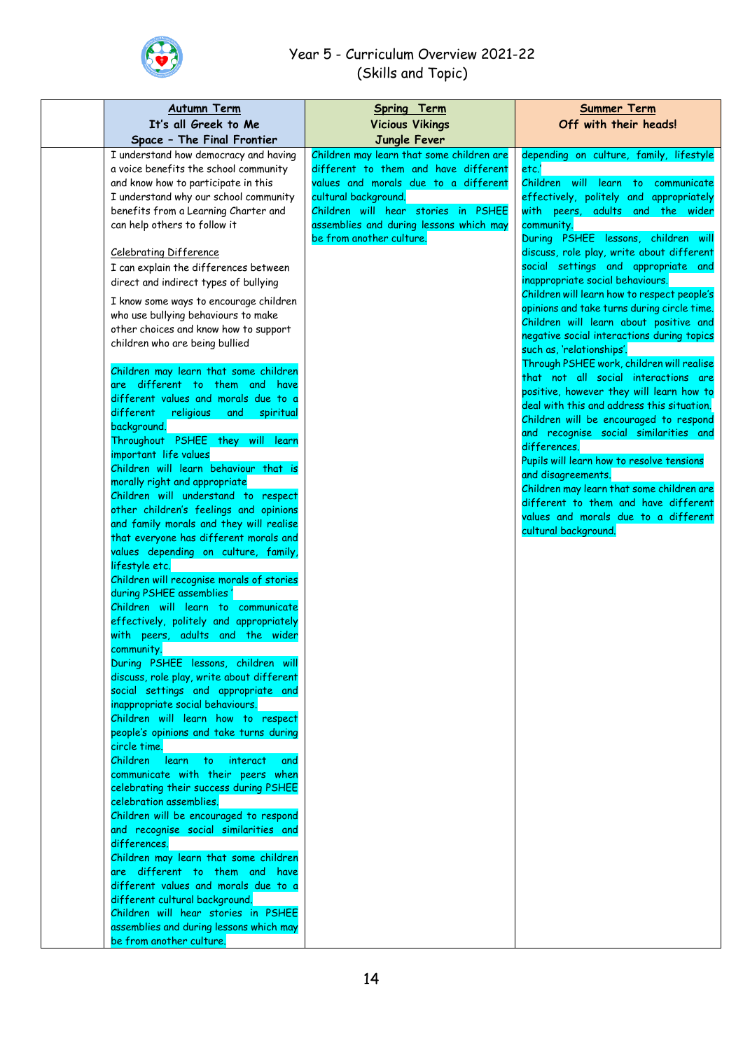# Year 5 - Curriculum Overview 2021-22
## (Skills and Topic)

| | **Autumn Term**<br>**It's all Greek to Me**<br>**Space – The Final Frontier** | **Spring Term**<br>**Vicious Vikings**<br>**Jungle Fever** | **Summer Term**<br>**Off with their heads!** |
|---|---|---|---|
| | I understand how democracy and having a voice benefits the school community and know how to participate in this<br>I understand why our school community benefits from a Learning Charter and can help others to follow it<br><br>Celebrating Difference<br>I can explain the differences between direct and indirect types of bullying<br>I know some ways to encourage children who use bullying behaviours to make other choices and know how to support children who are being bullied<br><br>Children may learn that some children are different to them and have different values and morals due to a different religious and spiritual background.<br>Throughout PSHEE they will learn important life values<br>Children will learn behaviour that is morally right and appropriate<br>Children will understand to respect other children's feelings and opinions and family morals and they will realise that everyone has different morals and values depending on culture, family, lifestyle etc.<br>Children will recognise morals of stories during PSHEE assemblies '<br>Children will learn to communicate effectively, politely and appropriately with peers, adults and the wider community.<br>During PSHEE lessons, children will discuss, role play, write about different social settings and appropriate and inappropriate social behaviours.<br>Children will learn how to respect people's opinions and take turns during circle time.<br>Children learn to interact and communicate with their peers when celebrating their success during PSHEE celebration assemblies.<br>Children will be encouraged to respond and recognise social similarities and differences.<br>Children may learn that some children are different to them and have different values and morals due to a different cultural background.<br>Children will hear stories in PSHEE assemblies and during lessons which may be from another culture. | Children may learn that some children are different to them and have different values and morals due to a different cultural background.<br>Children will hear stories in PSHEE assemblies and during lessons which may be from another culture. | depending on culture, family, lifestyle etc.'<br>Children will learn to communicate effectively, politely and appropriately with peers, adults and the wider community.<br>During PSHEE lessons, children will discuss, role play, write about different social settings and appropriate and inappropriate social behaviours.<br>Children will learn how to respect people's opinions and take turns during circle time.<br>Children will learn about positive and negative social interactions during topics such as, 'relationships'.<br>Through PSHEE work, children will realise that not all social interactions are positive, however they will learn how to deal with this and address this situation.<br>Children will be encouraged to respond and recognise social similarities and differences.<br>Pupils will learn how to resolve tensions and disagreements.<br>Children may learn that some children are different to them and have different values and morals due to a different cultural background. |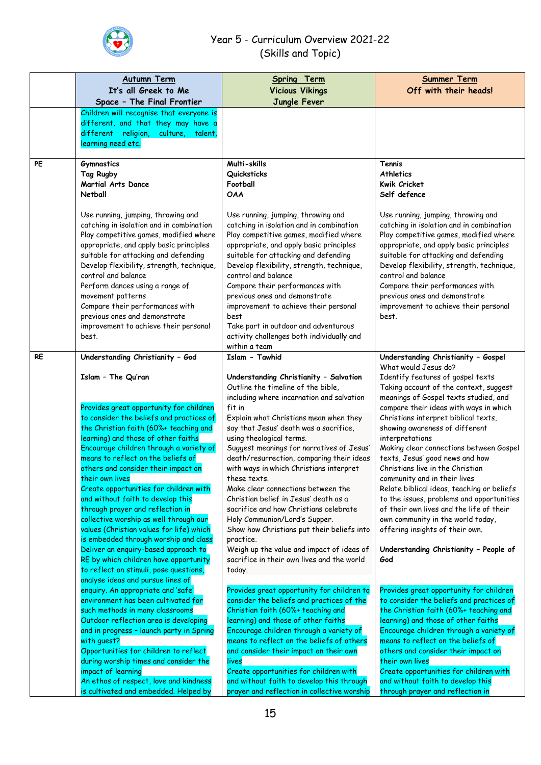# Year 5 - Curriculum Overview 2021-22
## (Skills and Topic)

| | Autumn Term<br>It's all Greek to Me<br>Space – The Final Frontier | Spring Term<br>Vicious Vikings<br>Jungle Fever | Summer Term<br>Off with their heads! |
|---|---|---|---|
| | Children will recognise that everyone is different, and that they may have a different religion, culture, talent, learning need etc. | | |
| PE | **Gymnastics**<br>**Tag Rugby**<br>**Martial Arts Dance**<br>**Netball**<br><br>Use running, jumping, throwing and catching in isolation and in combination<br>Play competitive games, modified where appropriate, and apply basic principles suitable for attacking and defending<br>Develop flexibility, strength, technique, control and balance<br>Perform dances using a range of movement patterns<br>Compare their performances with previous ones and demonstrate improvement to achieve their personal best. | **Multi-skills**<br>**Quicksticks**<br>**Football**<br>**OAA**<br><br>Use running, jumping, throwing and catching in isolation and in combination<br>Play competitive games, modified where appropriate, and apply basic principles suitable for attacking and defending<br>Develop flexibility, strength, technique, control and balance<br>Compare their performances with previous ones and demonstrate improvement to achieve their personal best<br>Take part in outdoor and adventurous activity challenges both individually and within a team | **Tennis**<br>**Athletics**<br>**Kwik Cricket**<br>**Self defence**<br><br>Use running, jumping, throwing and catching in isolation and in combination<br>Play competitive games, modified where appropriate, and apply basic principles suitable for attacking and defending<br>Develop flexibility, strength, technique, control and balance<br>Compare their performances with previous ones and demonstrate improvement to achieve their personal best. |
| RE | **Understanding Christianity – God**<br><br>**Islam – The Qu'ran**<br><br>Provides great opportunity for children to consider the beliefs and practices of the Christian faith (60%+ teaching and learning) and those of other faiths<br>Encourage children through a variety of means to reflect on the beliefs of others and consider their impact on their own lives<br>Create opportunities for children with and without faith to develop this through prayer and reflection in collective worship as well through our values (Christian values for life) which is embedded through worship and class<br>Deliver an enquiry-based approach to RE by which children have opportunity to reflect on stimuli, pose questions, analyse ideas and pursue lines of enquiry. An appropriate and 'safe' environment has been cultivated for such methods in many classrooms<br>Outdoor reflection area is developing and in progress – launch party in Spring with guest?<br>Opportunities for children to reflect during worship times and consider the impact of learning<br>An ethos of respect, love and kindness is cultivated and embedded. Helped by | **Islam - Tawhid**<br><br>**Understanding Christianity – Salvation**<br>Outline the timeline of the bible, including where incarnation and salvation fit in<br>Explain what Christians mean when they say that Jesus' death was a sacrifice, using theological terms.<br>Suggest meanings for narratives of Jesus' death/resurrection, comparing their ideas with ways in which Christians interpret these texts.<br>Make clear connections between the Christian belief in Jesus' death as a sacrifice and how Christians celebrate Holy Communion/Lord's Supper.<br>Show how Christians put their beliefs into practice.<br>Weigh up the value and impact of ideas of sacrifice in their own lives and the world today.<br><br>Provides great opportunity for children to consider the beliefs and practices of the Christian faith (60%+ teaching and learning) and those of other faiths<br>Encourage children through a variety of means to reflect on the beliefs of others and consider their impact on their own lives<br>Create opportunities for children with and without faith to develop this through prayer and reflection in collective worship | **Understanding Christianity – Gospel**<br>What would Jesus do?<br>Identify features of gospel texts<br>Taking account of the context, suggest meanings of Gospel texts studied, and compare their ideas with ways in which Christians interpret biblical texts, showing awareness of different interpretations<br>Making clear connections between Gospel texts, Jesus' good news and how Christians live in the Christian community and in their lives<br>Relate biblical ideas, teaching or beliefs to the issues, problems and opportunities of their own lives and the life of their own community in the world today, offering insights of their own.<br><br>**Understanding Christianity – People of God**<br><br>Provides great opportunity for children to consider the beliefs and practices of the Christian faith (60%+ teaching and learning) and those of other faiths<br>Encourage children through a variety of means to reflect on the beliefs of others and consider their impact on their own lives<br>Create opportunities for children with and without faith to develop this through prayer and reflection in |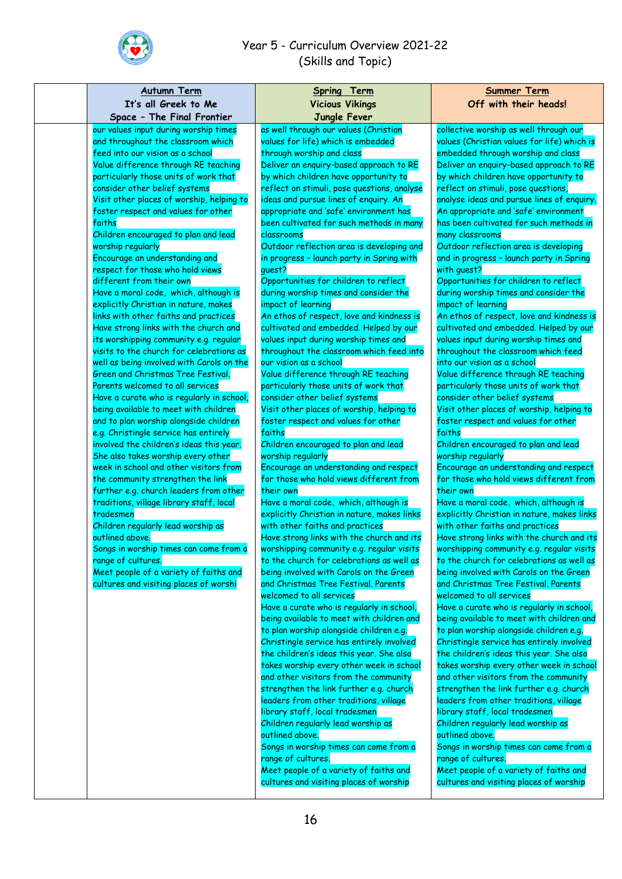# Year 5 - Curriculum Overview 2021-22
## (Skills and Topic)

| | Autumn Term<br>It's all Greek to Me<br>Space – The Final Frontier | Spring Term<br>Vicious Vikings<br>Jungle Fever | Summer Term<br>Off with their heads! |
|---|---|---|---|
| | our values input during worship times and throughout the classroom which feed into our vision as a school<br>Value difference through RE teaching particularly those units of work that consider other belief systems<br>Visit other places of worship, helping to foster respect and values for other faiths<br>Children encouraged to plan and lead worship regularly<br>Encourage an understanding and respect for those who hold views different from their own<br>Have a moral code, which, although is explicitly Christian in nature, makes links with other faiths and practices<br>Have strong links with the church and its worshipping community e.g. regular visits to the church for celebrations as well as being involved with Carols on the Green and Christmas Tree Festival. Parents welcomed to all services<br>Have a curate who is regularly in school, being available to meet with children and to plan worship alongside children e.g. Christingle service has entirely involved the children's ideas this year. She also takes worship every other week in school and other visitors from the community strengthen the link further e.g. church leaders from other traditions, village library staff, local tradesmen<br>Children regularly lead worship as outlined above.<br>Songs in worship times can come from a range of cultures.<br>Meet people of a variety of faiths and cultures and visiting places of worshi | as well through our values (Christian values for life) which is embedded through worship and class<br>Deliver an enquiry-based approach to RE by which children have opportunity to reflect on stimuli, pose questions, analyse ideas and pursue lines of enquiry. An appropriate and 'safe' environment has been cultivated for such methods in many classrooms<br>Outdoor reflection area is developing and in progress – launch party in Spring with guest?<br>Opportunities for children to reflect during worship times and consider the impact of learning<br>An ethos of respect, love and kindness is cultivated and embedded. Helped by our values input during worship times and throughout the classroom which feed into our vision as a school<br>Value difference through RE teaching particularly those units of work that consider other belief systems<br>Visit other places of worship, helping to foster respect and values for other faiths<br>Children encouraged to plan and lead worship regularly<br>Encourage an understanding and respect for those who hold views different from their own<br>Have a moral code, which, although is explicitly Christian in nature, makes links with other faiths and practices<br>Have strong links with the church and its worshipping community e.g. regular visits to the church for celebrations as well as being involved with Carols on the Green and Christmas Tree Festival. Parents welcomed to all services<br>Have a curate who is regularly in school, being available to meet with children and to plan worship alongside children e.g. Christingle service has entirely involved the children's ideas this year. She also takes worship every other week in school and other visitors from the community strengthen the link further e.g. church leaders from other traditions, village library staff, local tradesmen<br>Children regularly lead worship as outlined above.<br>Songs in worship times can come from a range of cultures.<br>Meet people of a variety of faiths and cultures and visiting places of worship | collective worship as well through our values (Christian values for life) which is embedded through worship and class<br>Deliver an enquiry-based approach to RE by which children have opportunity to reflect on stimuli, pose questions, analyse ideas and pursue lines of enquiry. An appropriate and 'safe' environment has been cultivated for such methods in many classrooms<br>Outdoor reflection area is developing and in progress – launch party in Spring with guest?<br>Opportunities for children to reflect during worship times and consider the impact of learning<br>An ethos of respect, love and kindness is cultivated and embedded. Helped by our values input during worship times and throughout the classroom which feed into our vision as a school<br>Value difference through RE teaching particularly those units of work that consider other belief systems<br>Visit other places of worship, helping to foster respect and values for other faiths<br>Children encouraged to plan and lead worship regularly<br>Encourage an understanding and respect for those who hold views different from their own<br>Have a moral code, which, although is explicitly Christian in nature, makes links with other faiths and practices<br>Have strong links with the church and its worshipping community e.g. regular visits to the church for celebrations as well as being involved with Carols on the Green and Christmas Tree Festival. Parents welcomed to all services<br>Have a curate who is regularly in school, being available to meet with children and to plan worship alongside children e.g. Christingle service has entirely involved the children's ideas this year. She also takes worship every other week in school and other visitors from the community strengthen the link further e.g. church leaders from other traditions, village library staff, local tradesmen<br>Children regularly lead worship as outlined above.<br>Songs in worship times can come from a range of cultures.<br>Meet people of a variety of faiths and cultures and visiting places of worship |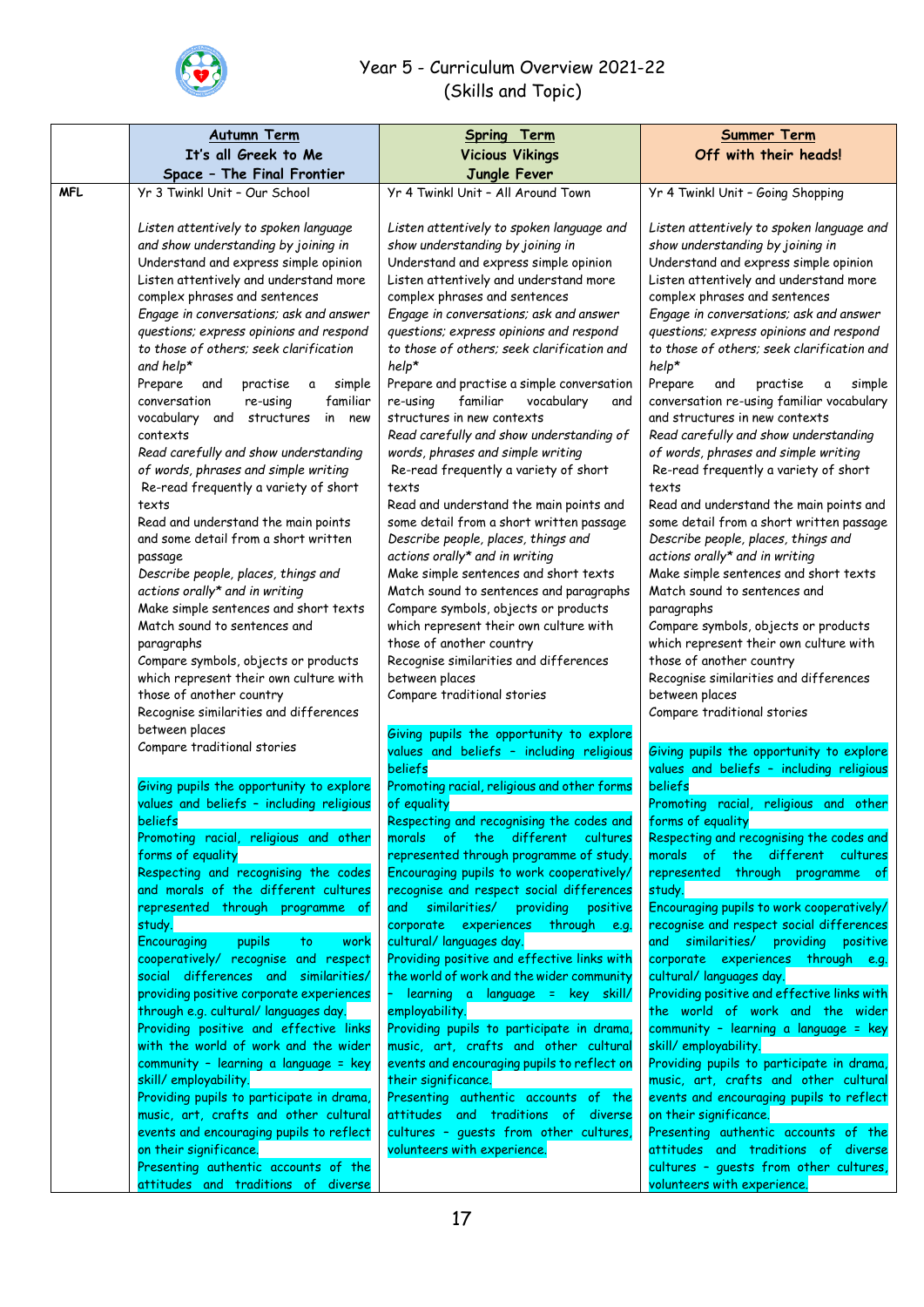# Year 5 - Curriculum Overview 2021-22
## (Skills and Topic)

| | **Autumn Term**<br>**It's all Greek to Me**<br>**Space – The Final Frontier** | **Spring Term**<br>**Vicious Vikings**<br>**Jungle Fever** | **Summer Term**<br>**Off with their heads!** |
|---|---|---|---|
| **MFL** | Yr 3 Twinkl Unit – Our School<br><br>*Listen attentively to spoken language and show understanding by joining in*<br>Understand and express simple opinion<br>Listen attentively and understand more complex phrases and sentences<br>*Engage in conversations; ask and answer questions; express opinions and respond to those of others; seek clarification and help\**<br>Prepare and practise a simple conversation re-using familiar vocabulary and structures in new contexts<br>*Read carefully and show understanding of words, phrases and simple writing*<br>Re-read frequently a variety of short texts<br>Read and understand the main points and some detail from a short written passage<br>*Describe people, places, things and actions orally\* and in writing*<br>Make simple sentences and short texts<br>Match sound to sentences and paragraphs<br>Compare symbols, objects or products which represent their own culture with those of another country<br>Recognise similarities and differences between places<br>Compare traditional stories<br><br>Giving pupils the opportunity to explore values and beliefs – including religious beliefs<br>Promoting racial, religious and other forms of equality<br>Respecting and recognising the codes and morals of the different cultures represented through programme of study.<br>Encouraging pupils to work cooperatively/ recognise and respect social differences and similarities/ providing positive corporate experiences through e.g. cultural/ languages day.<br>Providing positive and effective links with the world of work and the wider community – learning a language = key skill/ employability.<br>Providing pupils to participate in drama, music, art, crafts and other cultural events and encouraging pupils to reflect on their significance.<br>Presenting authentic accounts of the attitudes and traditions of diverse | Yr 4 Twinkl Unit – All Around Town<br><br>*Listen attentively to spoken language and show understanding by joining in*<br>Understand and express simple opinion<br>Listen attentively and understand more complex phrases and sentences<br>*Engage in conversations; ask and answer questions; express opinions and respond to those of others; seek clarification and help\**<br>Prepare and practise a simple conversation re-using familiar vocabulary and structures in new contexts<br>*Read carefully and show understanding of words, phrases and simple writing*<br>Re-read frequently a variety of short texts<br>Read and understand the main points and some detail from a short written passage<br>*Describe people, places, things and actions orally\* and in writing*<br>Make simple sentences and short texts<br>Match sound to sentences and paragraphs<br>Compare symbols, objects or products which represent their own culture with those of another country<br>Recognise similarities and differences between places<br>Compare traditional stories<br><br>Giving pupils the opportunity to explore values and beliefs – including religious beliefs<br>Promoting racial, religious and other forms of equality<br>Respecting and recognising the codes and morals of the different cultures represented through programme of study.<br>Encouraging pupils to work cooperatively/ recognise and respect social differences and similarities/ providing positive corporate experiences through e.g. cultural/ languages day.<br>Providing positive and effective links with the world of work and the wider community – learning a language = key skill/ employability.<br>Providing pupils to participate in drama, music, art, crafts and other cultural events and encouraging pupils to reflect on their significance.<br>Presenting authentic accounts of the attitudes and traditions of diverse cultures – guests from other cultures, volunteers with experience. | Yr 4 Twinkl Unit – Going Shopping<br><br>*Listen attentively to spoken language and show understanding by joining in*<br>Understand and express simple opinion<br>Listen attentively and understand more complex phrases and sentences<br>*Engage in conversations; ask and answer questions; express opinions and respond to those of others; seek clarification and help\**<br>Prepare and practise a simple conversation re-using familiar vocabulary and structures in new contexts<br>*Read carefully and show understanding of words, phrases and simple writing*<br>Re-read frequently a variety of short texts<br>Read and understand the main points and some detail from a short written passage<br>*Describe people, places, things and actions orally\* and in writing*<br>Make simple sentences and short texts<br>Match sound to sentences and paragraphs<br>Compare symbols, objects or products which represent their own culture with those of another country<br>Recognise similarities and differences between places<br>Compare traditional stories<br><br>Giving pupils the opportunity to explore values and beliefs – including religious beliefs<br>Promoting racial, religious and other forms of equality<br>Respecting and recognising the codes and morals of the different cultures represented through programme of study.<br>Encouraging pupils to work cooperatively/ recognise and respect social differences and similarities/ providing positive corporate experiences through e.g. cultural/ languages day.<br>Providing positive and effective links with the world of work and the wider community – learning a language = key skill/ employability.<br>Providing pupils to participate in drama, music, art, crafts and other cultural events and encouraging pupils to reflect on their significance.<br>Presenting authentic accounts of the attitudes and traditions of diverse cultures – guests from other cultures, volunteers with experience. |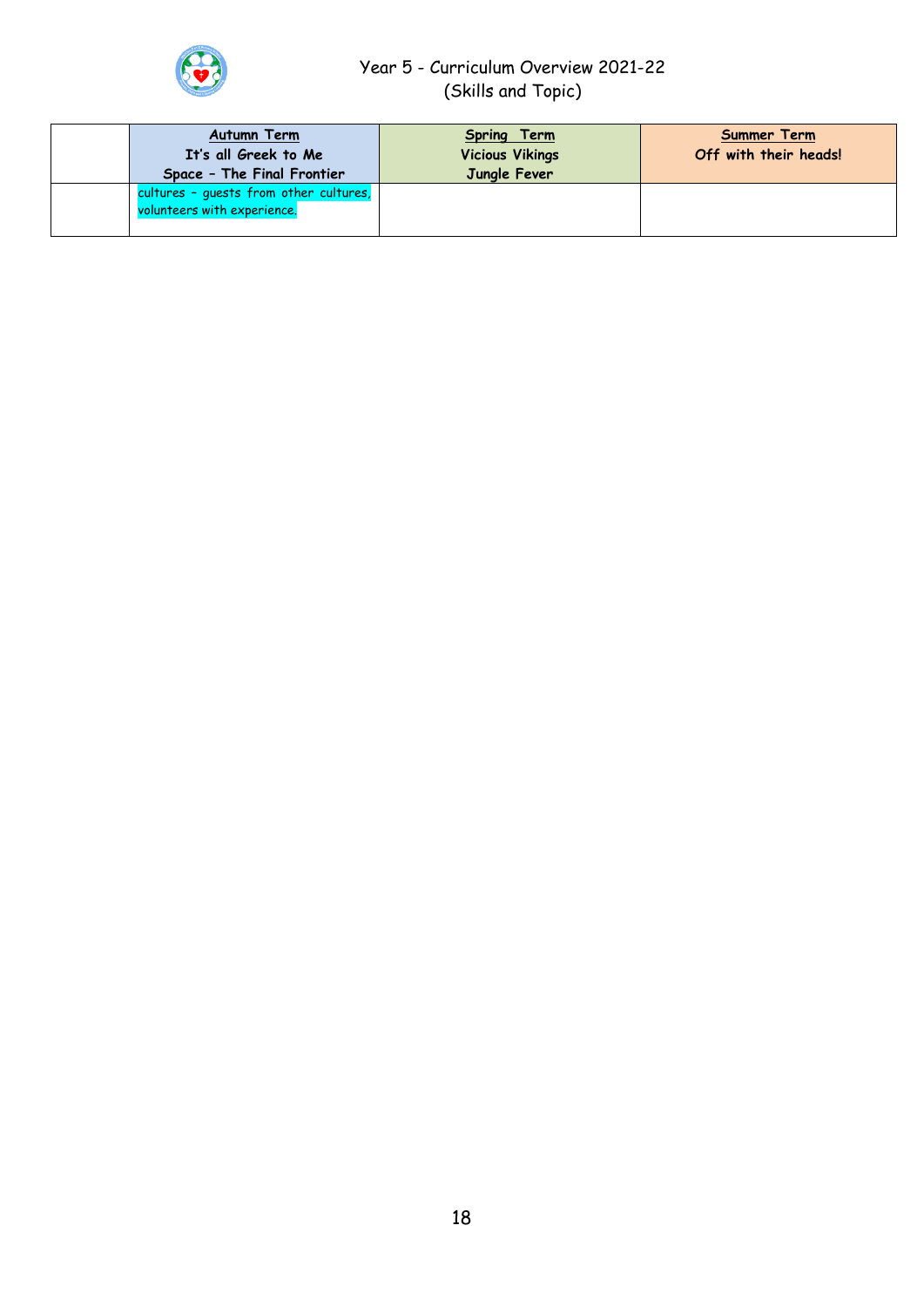Year 5 - Curriculum Overview 2021-22
(Skills and Topic)

| | **Autumn Term**<br>**It's all Greek to Me**<br>**Space – The Final Frontier** | **Spring Term**<br>**Vicious Vikings**<br>**Jungle Fever** | **Summer Term**<br>**Off with their heads!** |
|---|---|---|---|
| | cultures – guests from other cultures, volunteers with experience. | | |